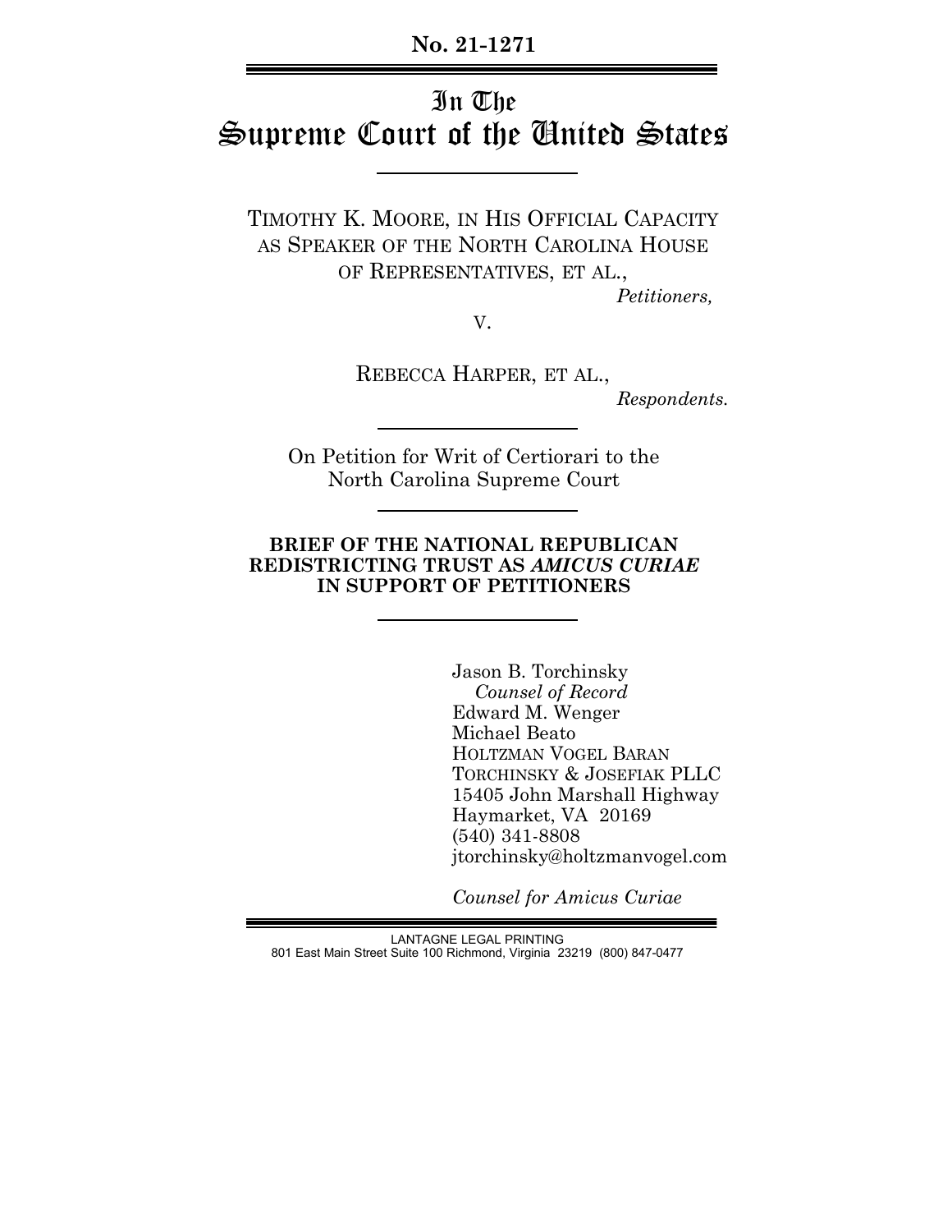**No. 21-1271**

# In The Supreme Court of the United States

TIMOTHY K. MOORE, IN HIS OFFICIAL CAPACITY AS SPEAKER OF THE NORTH CAROLINA HOUSE OF REPRESENTATIVES, ET AL.,

*Petitioners,*

V.

REBECCA HARPER, ET AL.,

*Respondents.*

On Petition for Writ of Certiorari to the North Carolina Supreme Court

**BRIEF OF THE NATIONAL REPUBLICAN REDISTRICTING TRUST AS *AMICUS CURIAE* IN SUPPORT OF PETITIONERS**

Jason B. Torchinsky
*Counsel of Record*
Edward M. Wenger
Michael Beato
HOLTZMAN VOGEL BARAN TORCHINSKY & JOSEFIAK PLLC
15405 John Marshall Highway
Haymarket, VA 20169
(540) 341-8808
jtorchinsky@holtzmanvogel.com

*Counsel for Amicus Curiae*

LANTAGNE LEGAL PRINTING
801 East Main Street Suite 100 Richmond, Virginia 23219 (800) 847-0477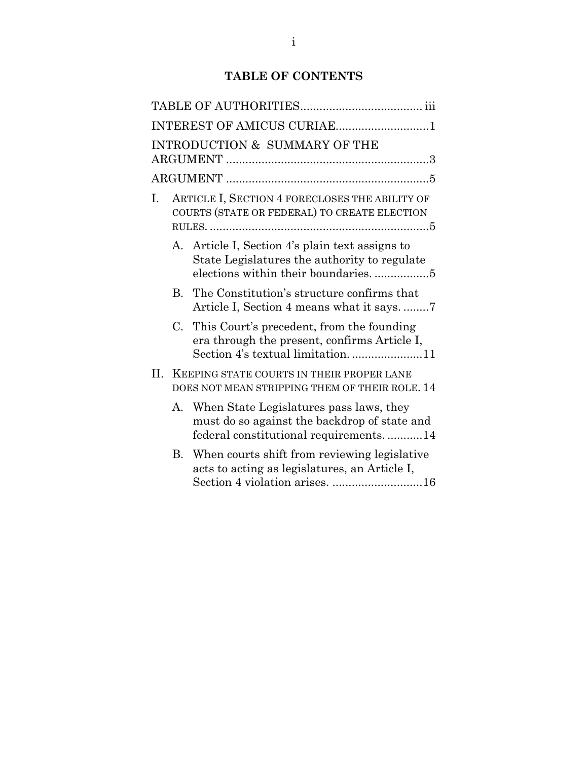## TABLE OF CONTENTS

TABLE OF AUTHORITIES..................................... iii

INTEREST OF AMICUS CURIAE............................1

INTRODUCTION & SUMMARY OF THE ARGUMENT ..............................................................3

ARGUMENT ..............................................................5

I. ARTICLE I, SECTION 4 FORECLOSES THE ABILITY OF COURTS (STATE OR FEDERAL) TO CREATE ELECTION RULES. ....................................................................5

   A. Article I, Section 4's plain text assigns to State Legislatures the authority to regulate elections within their boundaries. .................5

   B. The Constitution's structure confirms that Article I, Section 4 means what it says. ........7

   C. This Court's precedent, from the founding era through the present, confirms Article I, Section 4's textual limitation. ......................11

II. KEEPING STATE COURTS IN THEIR PROPER LANE DOES NOT MEAN STRIPPING THEM OF THEIR ROLE. 14

   A. When State Legislatures pass laws, they must do so against the backdrop of state and federal constitutional requirements. ...........14

   B. When courts shift from reviewing legislative acts to acting as legislatures, an Article I, Section 4 violation arises. ............................16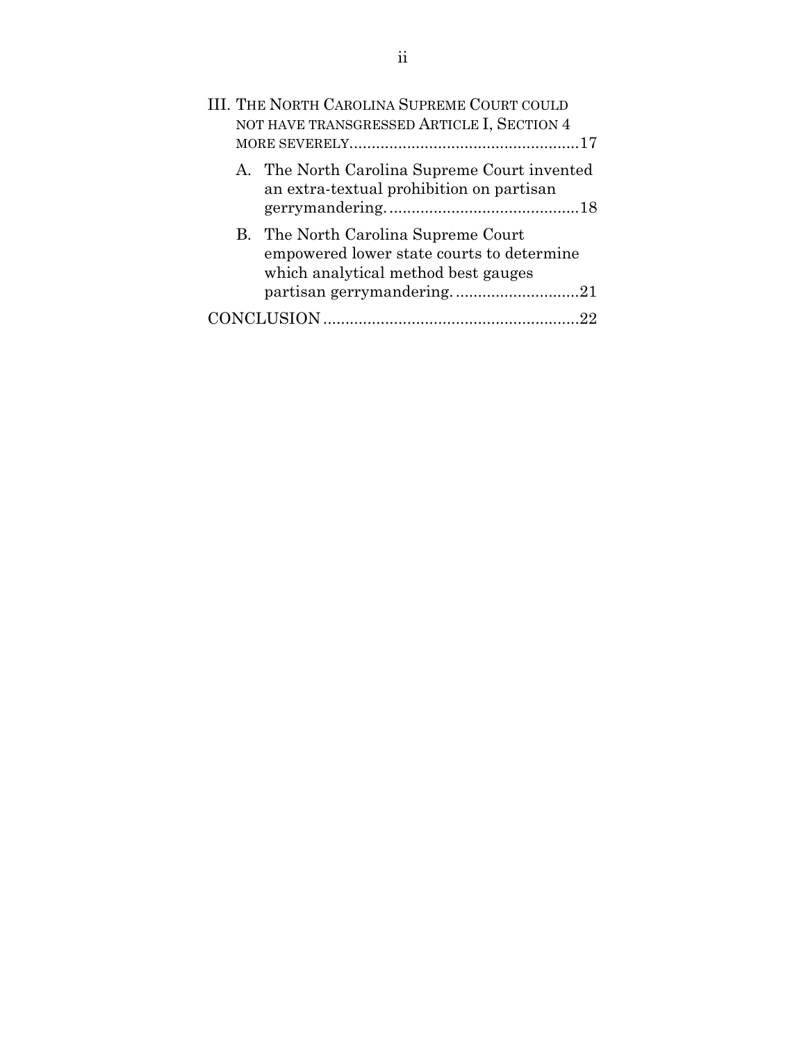III. THE NORTH CAROLINA SUPREME COURT COULD NOT HAVE TRANSGRESSED ARTICLE I, SECTION 4 MORE SEVERELY....................................................17

A. The North Carolina Supreme Court invented an extra-textual prohibition on partisan gerrymandering. ..........................................18

B. The North Carolina Supreme Court empowered lower state courts to determine which analytical method best gauges partisan gerrymandering. ............................21

CONCLUSION ........................................................22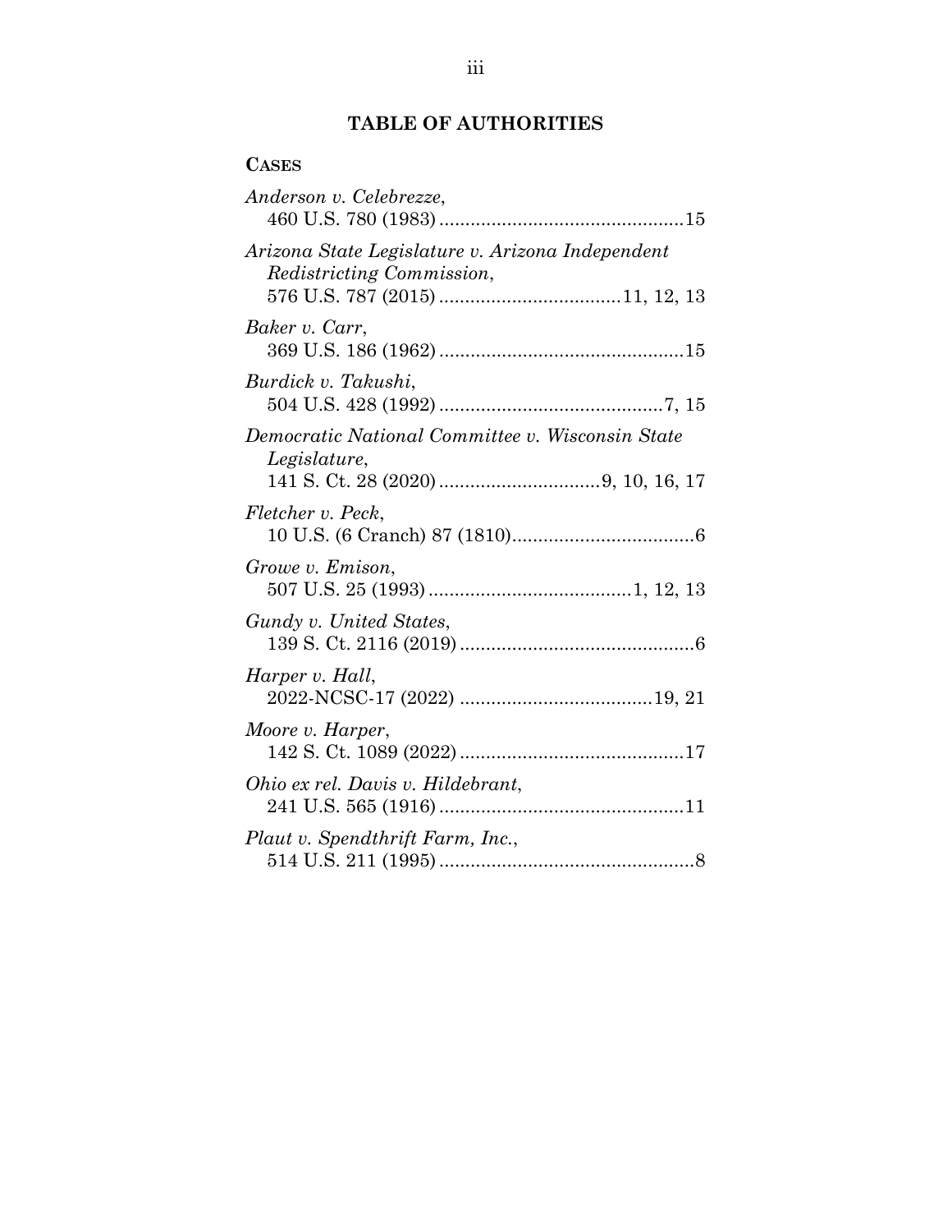# TABLE OF AUTHORITIES

## CASES

*Anderson v. Celebrezze*,
460 U.S. 780 (1983) ..............................................15

*Arizona State Legislature v. Arizona Independent Redistricting Commission*,
576 U.S. 787 (2015) ..................................11, 12, 13

*Baker v. Carr*,
369 U.S. 186 (1962) ..............................................15

*Burdick v. Takushi*,
504 U.S. 428 (1992) ..........................................7, 15

*Democratic National Committee v. Wisconsin State Legislature*,
141 S. Ct. 28 (2020) ..............................9, 10, 16, 17

*Fletcher v. Peck*,
10 U.S. (6 Cranch) 87 (1810)..................................6

*Growe v. Emison*,
507 U.S. 25 (1993) ......................................1, 12, 13

*Gundy v. United States*,
139 S. Ct. 2116 (2019) ............................................6

*Harper v. Hall*,
2022-NCSC-17 (2022) ....................................19, 21

*Moore v. Harper*,
142 S. Ct. 1089 (2022) ..........................................17

*Ohio ex rel. Davis v. Hildebrant*,
241 U.S. 565 (1916) ..............................................11

*Plaut v. Spendthrift Farm, Inc.*,
514 U.S. 211 (1995) ................................................8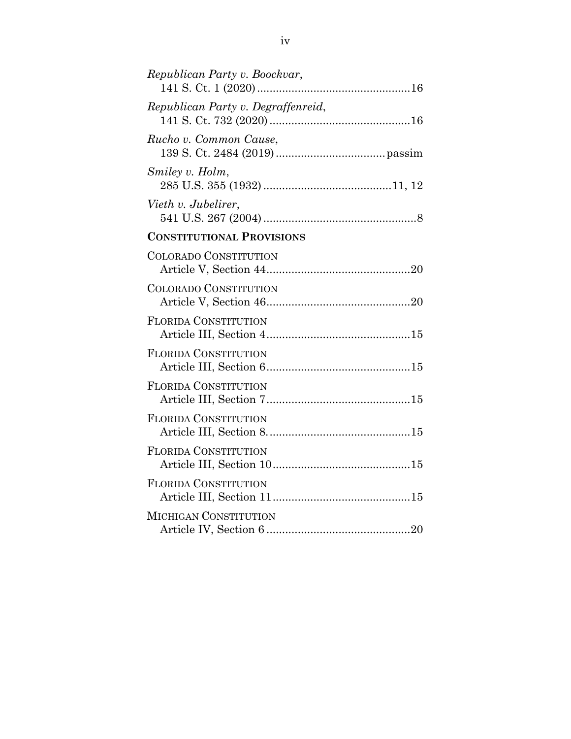*Republican Party v. Boockvar*,
141 S. Ct. 1 (2020)................................................16

*Republican Party v. Degraffenreid*,
141 S. Ct. 732 (2020)............................................16

*Rucho v. Common Cause*,
139 S. Ct. 2484 (2019).................................passim

*Smiley v. Holm*,
285 U.S. 355 (1932).......................................11, 12

*Vieth v. Jubelirer*,
541 U.S. 267 (2004)................................................8

**CONSTITUTIONAL PROVISIONS**

COLORADO CONSTITUTION
Article V, Section 44.............................................20

COLORADO CONSTITUTION
Article V, Section 46.............................................20

FLORIDA CONSTITUTION
Article III, Section 4.............................................15

FLORIDA CONSTITUTION
Article III, Section 6.............................................15

FLORIDA CONSTITUTION
Article III, Section 7.............................................15

FLORIDA CONSTITUTION
Article III, Section 8.............................................15

FLORIDA CONSTITUTION
Article III, Section 10...........................................15

FLORIDA CONSTITUTION
Article III, Section 11...........................................15

MICHIGAN CONSTITUTION
Article IV, Section 6.............................................20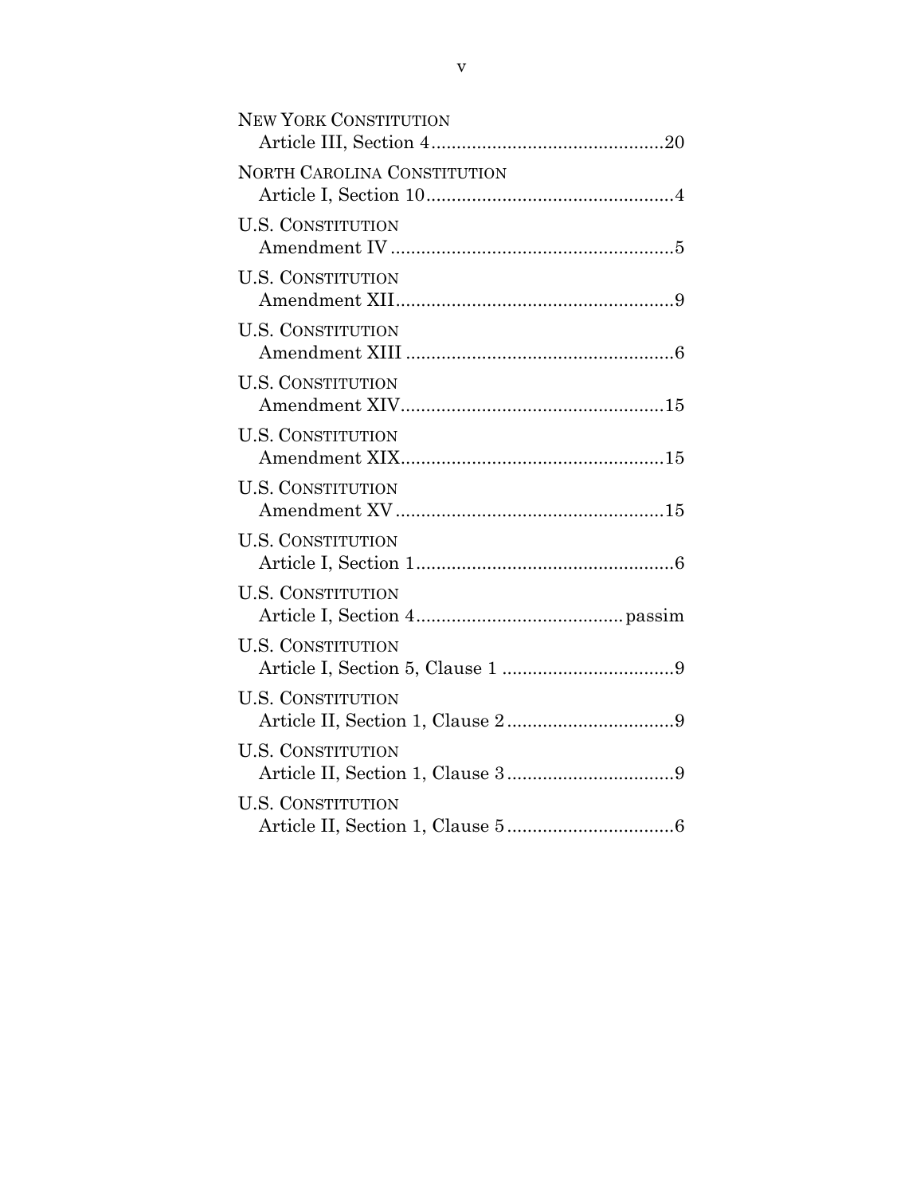NEW YORK CONSTITUTION
Article III, Section 4 ............................................. 20

NORTH CAROLINA CONSTITUTION
Article I, Section 10 ................................................ 4

U.S. CONSTITUTION
Amendment IV ....................................................... 5

U.S. CONSTITUTION
Amendment XII ...................................................... 9

U.S. CONSTITUTION
Amendment XIII .................................................... 6

U.S. CONSTITUTION
Amendment XIV ................................................... 15

U.S. CONSTITUTION
Amendment XIX ................................................... 15

U.S. CONSTITUTION
Amendment XV .................................................... 15

U.S. CONSTITUTION
Article I, Section 1 .................................................. 6

U.S. CONSTITUTION
Article I, Section 4 ......................................... passim

U.S. CONSTITUTION
Article I, Section 5, Clause 1 ................................. 9

U.S. CONSTITUTION
Article II, Section 1, Clause 2 ................................ 9

U.S. CONSTITUTION
Article II, Section 1, Clause 3 ................................ 9

U.S. CONSTITUTION
Article II, Section 1, Clause 5 ................................ 6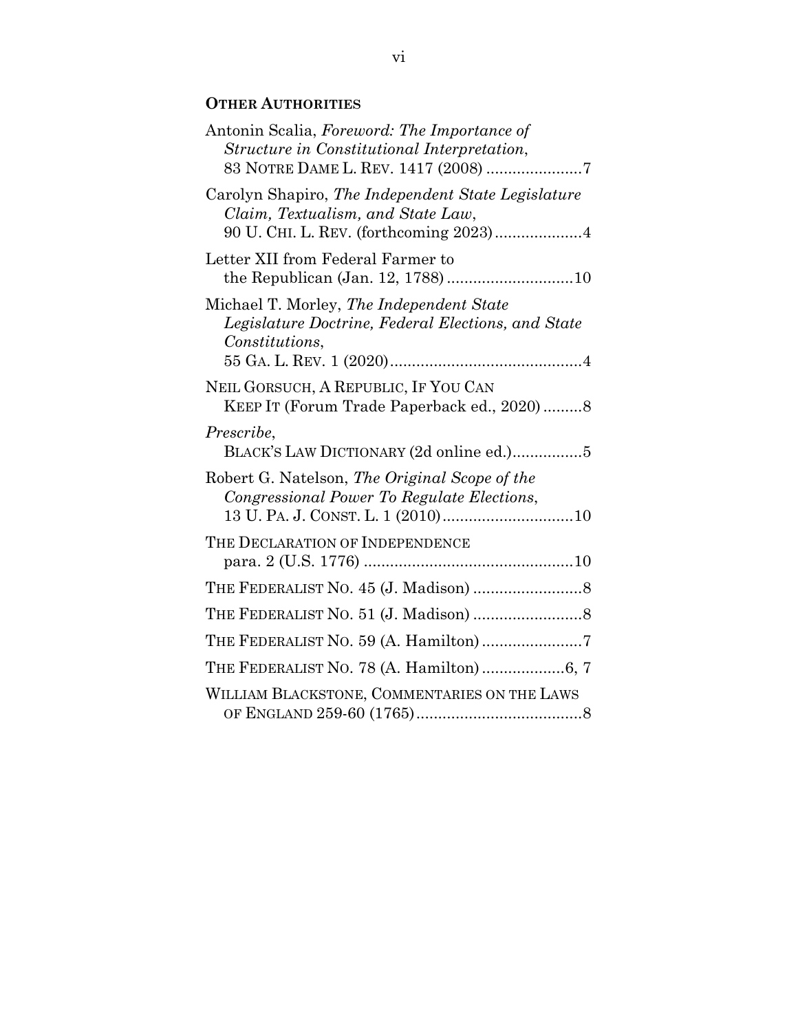**OTHER AUTHORITIES**

Antonin Scalia, *Foreword: The Importance of Structure in Constitutional Interpretation*, 83 NOTRE DAME L. REV. 1417 (2008) ......................7

Carolyn Shapiro, *The Independent State Legislature Claim, Textualism, and State Law*, 90 U. CHI. L. REV. (forthcoming 2023)....................4

Letter XII from Federal Farmer to the Republican (Jan. 12, 1788) ............................10

Michael T. Morley, *The Independent State Legislature Doctrine, Federal Elections, and State Constitutions*, 55 GA. L. REV. 1 (2020)............................................4

NEIL GORSUCH, A REPUBLIC, IF YOU CAN KEEP IT (Forum Trade Paperback ed., 2020) .........8

*Prescribe*, BLACK'S LAW DICTIONARY (2d online ed.)................5

Robert G. Natelson, *The Original Scope of the Congressional Power To Regulate Elections*, 13 U. PA. J. CONST. L. 1 (2010)..............................10

THE DECLARATION OF INDEPENDENCE para. 2 (U.S. 1776) ................................................10

THE FEDERALIST NO. 45 (J. Madison) .........................8

THE FEDERALIST NO. 51 (J. Madison) .........................8

THE FEDERALIST NO. 59 (A. Hamilton).......................7

THE FEDERALIST NO. 78 (A. Hamilton)...................6, 7

WILLIAM BLACKSTONE, COMMENTARIES ON THE LAWS OF ENGLAND 259-60 (1765)......................................8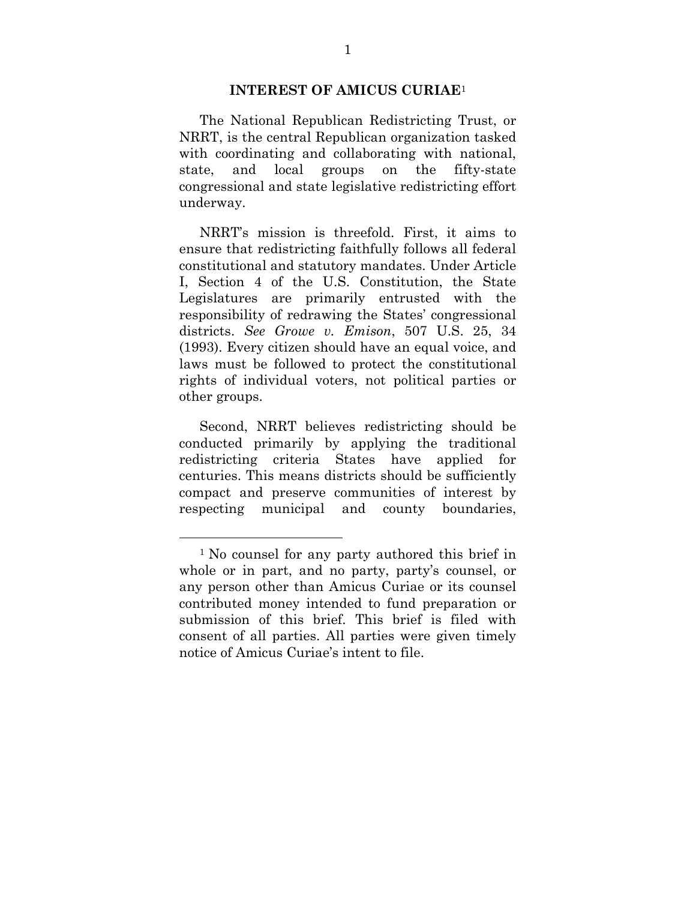## INTEREST OF AMICUS CURIAE[1]

The National Republican Redistricting Trust, or NRRT, is the central Republican organization tasked with coordinating and collaborating with national, state, and local groups on the fifty-state congressional and state legislative redistricting effort underway.

NRRT's mission is threefold. First, it aims to ensure that redistricting faithfully follows all federal constitutional and statutory mandates. Under Article I, Section 4 of the U.S. Constitution, the State Legislatures are primarily entrusted with the responsibility of redrawing the States' congressional districts. *See Growe v. Emison*, 507 U.S. 25, 34 (1993). Every citizen should have an equal voice, and laws must be followed to protect the constitutional rights of individual voters, not political parties or other groups.

Second, NRRT believes redistricting should be conducted primarily by applying the traditional redistricting criteria States have applied for centuries. This means districts should be sufficiently compact and preserve communities of interest by respecting municipal and county boundaries,

---

[1] No counsel for any party authored this brief in whole or in part, and no party, party's counsel, or any person other than Amicus Curiae or its counsel contributed money intended to fund preparation or submission of this brief. This brief is filed with consent of all parties. All parties were given timely notice of Amicus Curiae's intent to file.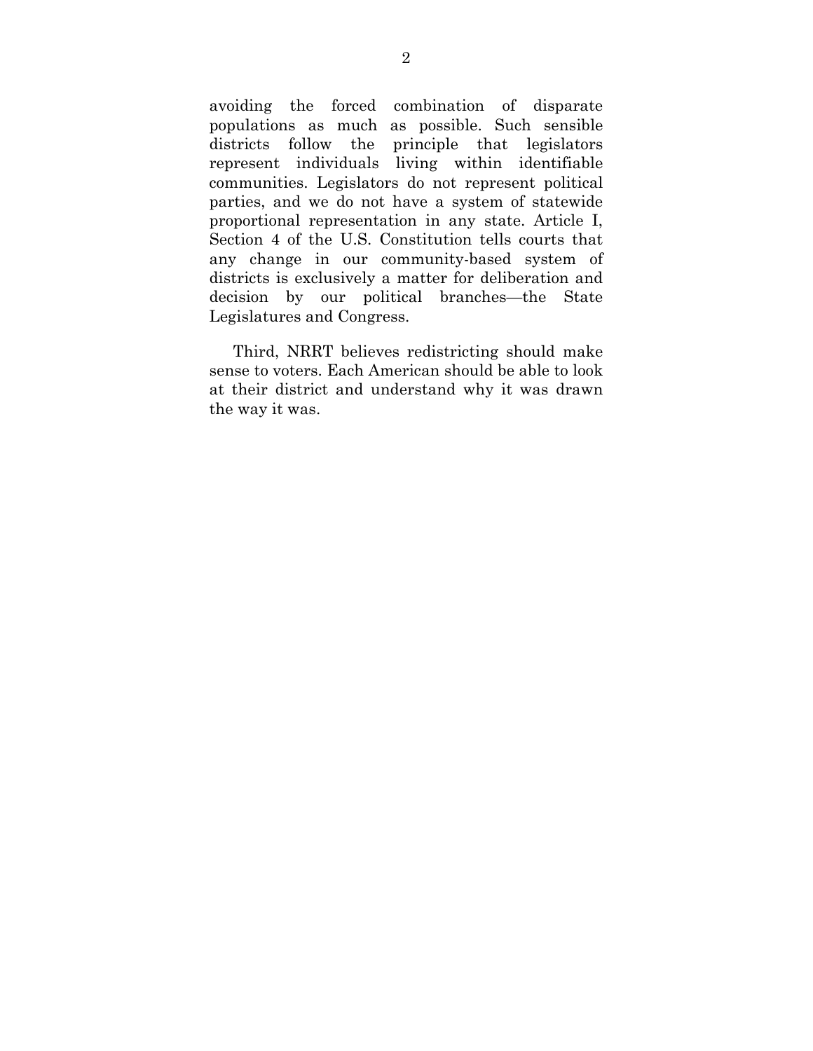avoiding the forced combination of disparate populations as much as possible. Such sensible districts follow the principle that legislators represent individuals living within identifiable communities. Legislators do not represent political parties, and we do not have a system of statewide proportional representation in any state. Article I, Section 4 of the U.S. Constitution tells courts that any change in our community-based system of districts is exclusively a matter for deliberation and decision by our political branches—the State Legislatures and Congress.

Third, NRRT believes redistricting should make sense to voters. Each American should be able to look at their district and understand why it was drawn the way it was.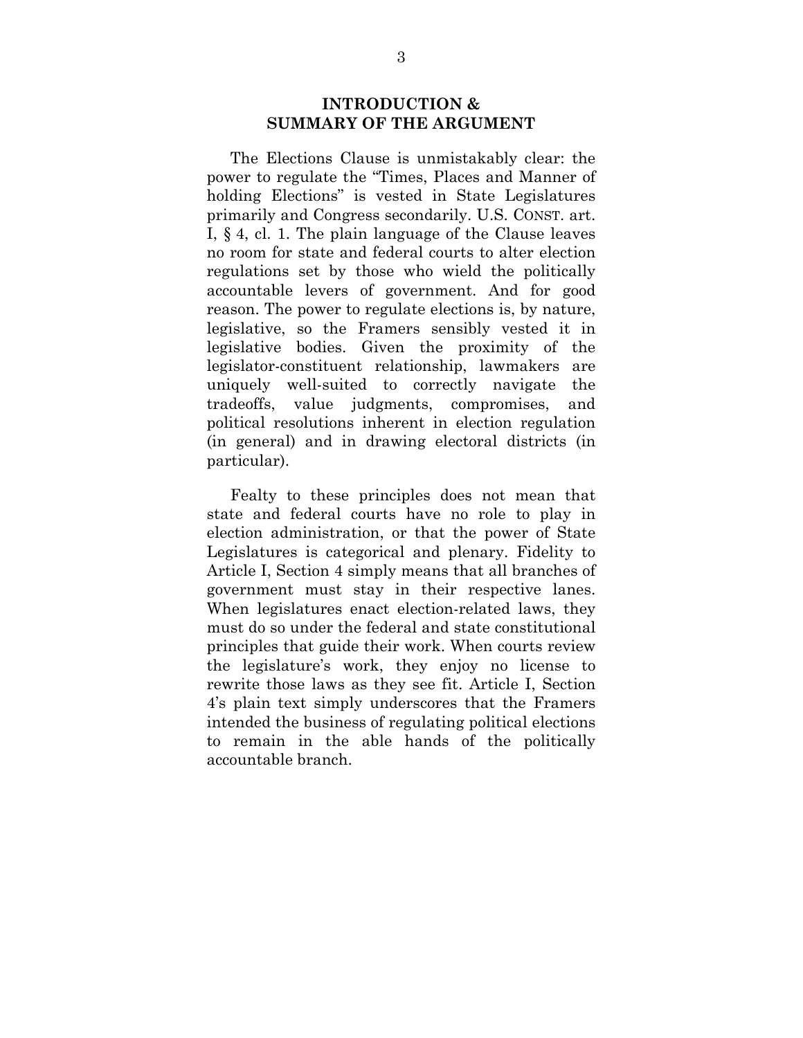## INTRODUCTION & SUMMARY OF THE ARGUMENT

The Elections Clause is unmistakably clear: the power to regulate the "Times, Places and Manner of holding Elections" is vested in State Legislatures primarily and Congress secondarily. U.S. CONST. art. I, § 4, cl. 1. The plain language of the Clause leaves no room for state and federal courts to alter election regulations set by those who wield the politically accountable levers of government. And for good reason. The power to regulate elections is, by nature, legislative, so the Framers sensibly vested it in legislative bodies. Given the proximity of the legislator-constituent relationship, lawmakers are uniquely well-suited to correctly navigate the tradeoffs, value judgments, compromises, and political resolutions inherent in election regulation (in general) and in drawing electoral districts (in particular).

Fealty to these principles does not mean that state and federal courts have no role to play in election administration, or that the power of State Legislatures is categorical and plenary. Fidelity to Article I, Section 4 simply means that all branches of government must stay in their respective lanes. When legislatures enact election-related laws, they must do so under the federal and state constitutional principles that guide their work. When courts review the legislature's work, they enjoy no license to rewrite those laws as they see fit. Article I, Section 4's plain text simply underscores that the Framers intended the business of regulating political elections to remain in the able hands of the politically accountable branch.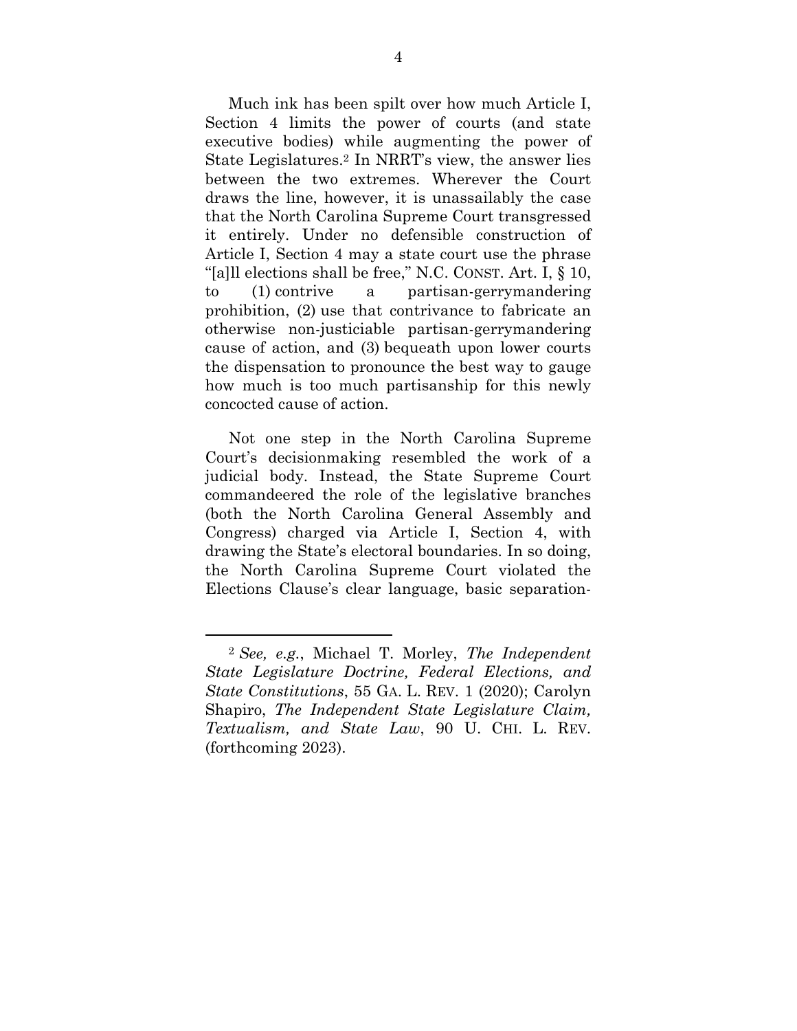Much ink has been spilt over how much Article I, Section 4 limits the power of courts (and state executive bodies) while augmenting the power of State Legislatures.[2] In NRRT's view, the answer lies between the two extremes. Wherever the Court draws the line, however, it is unassailably the case that the North Carolina Supreme Court transgressed it entirely. Under no defensible construction of Article I, Section 4 may a state court use the phrase "[a]ll elections shall be free," N.C. CONST. Art. I, § 10, to (1) contrive a partisan-gerrymandering prohibition, (2) use that contrivance to fabricate an otherwise non-justiciable partisan-gerrymandering cause of action, and (3) bequeath upon lower courts the dispensation to pronounce the best way to gauge how much is too much partisanship for this newly concocted cause of action.

Not one step in the North Carolina Supreme Court's decisionmaking resembled the work of a judicial body. Instead, the State Supreme Court commandeered the role of the legislative branches (both the North Carolina General Assembly and Congress) charged via Article I, Section 4, with drawing the State's electoral boundaries. In so doing, the North Carolina Supreme Court violated the Elections Clause's clear language, basic separation-

---

[2] *See, e.g.*, Michael T. Morley, *The Independent State Legislature Doctrine, Federal Elections, and State Constitutions*, 55 GA. L. REV. 1 (2020); Carolyn Shapiro, *The Independent State Legislature Claim, Textualism, and State Law*, 90 U. CHI. L. REV. (forthcoming 2023).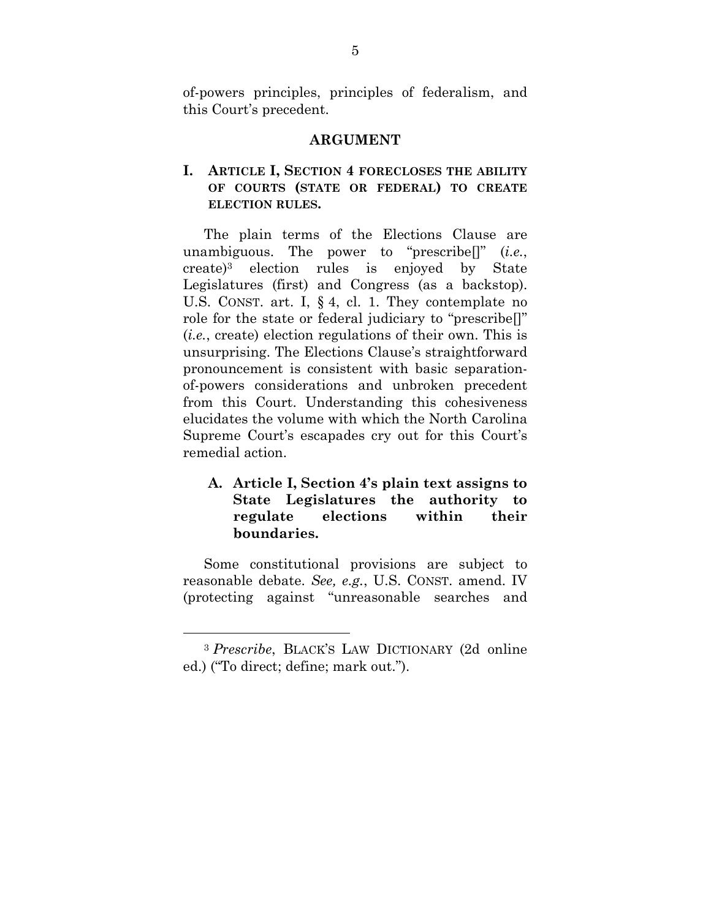of-powers principles, principles of federalism, and this Court's precedent.

## ARGUMENT

### I. ARTICLE I, SECTION 4 FORECLOSES THE ABILITY OF COURTS (STATE OR FEDERAL) TO CREATE ELECTION RULES.

The plain terms of the Elections Clause are unambiguous. The power to "prescribe[]" (*i.e.*, create)[3] election rules is enjoyed by State Legislatures (first) and Congress (as a backstop). U.S. CONST. art. I, § 4, cl. 1. They contemplate no role for the state or federal judiciary to "prescribe[]" (*i.e.*, create) election regulations of their own. This is unsurprising. The Elections Clause's straightforward pronouncement is consistent with basic separation-of-powers considerations and unbroken precedent from this Court. Understanding this cohesiveness elucidates the volume with which the North Carolina Supreme Court's escapades cry out for this Court's remedial action.

#### A. Article I, Section 4's plain text assigns to State Legislatures the authority to regulate elections within their boundaries.

Some constitutional provisions are subject to reasonable debate. *See, e.g.*, U.S. CONST. amend. IV (protecting against "unreasonable searches and

---

[3] *Prescribe*, BLACK'S LAW DICTIONARY (2d online ed.) ("To direct; define; mark out.").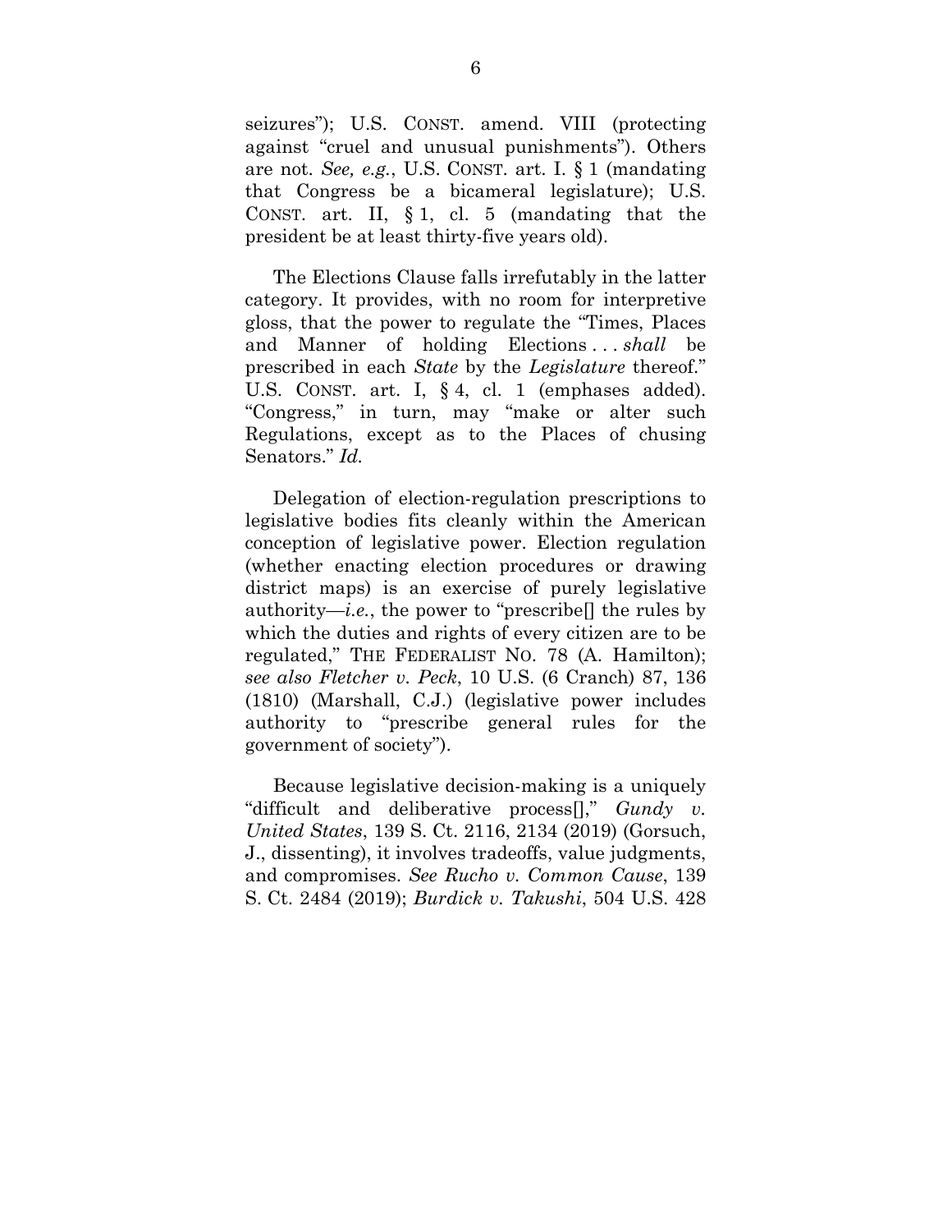seizures"); U.S. CONST. amend. VIII (protecting against "cruel and unusual punishments"). Others are not. *See, e.g.*, U.S. CONST. art. I. § 1 (mandating that Congress be a bicameral legislature); U.S. CONST. art. II, § 1, cl. 5 (mandating that the president be at least thirty-five years old).

The Elections Clause falls irrefutably in the latter category. It provides, with no room for interpretive gloss, that the power to regulate the "Times, Places and Manner of holding Elections . . . *shall* be prescribed in each *State* by the *Legislature* thereof." U.S. CONST. art. I, § 4, cl. 1 (emphases added). "Congress," in turn, may "make or alter such Regulations, except as to the Places of chusing Senators." *Id.*

Delegation of election-regulation prescriptions to legislative bodies fits cleanly within the American conception of legislative power. Election regulation (whether enacting election procedures or drawing district maps) is an exercise of purely legislative authority—*i.e.*, the power to "prescribe[] the rules by which the duties and rights of every citizen are to be regulated," THE FEDERALIST NO. 78 (A. Hamilton); *see also Fletcher v. Peck*, 10 U.S. (6 Cranch) 87, 136 (1810) (Marshall, C.J.) (legislative power includes authority to "prescribe general rules for the government of society").

Because legislative decision-making is a uniquely "difficult and deliberative process[]," *Gundy v. United States*, 139 S. Ct. 2116, 2134 (2019) (Gorsuch, J., dissenting), it involves tradeoffs, value judgments, and compromises. *See Rucho v. Common Cause*, 139 S. Ct. 2484 (2019); *Burdick v. Takushi*, 504 U.S. 428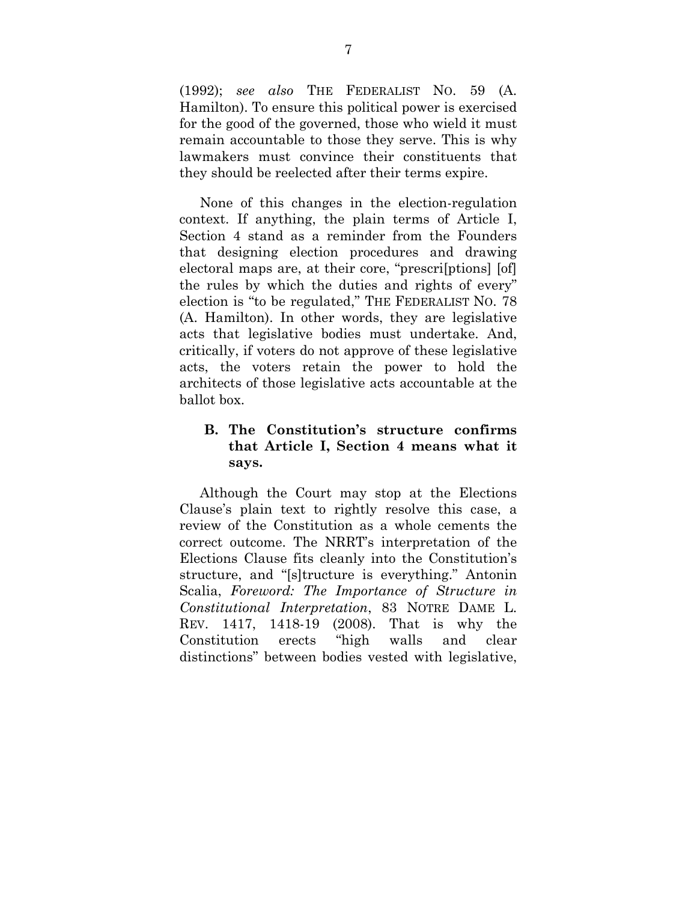(1992); *see also* THE FEDERALIST NO. 59 (A. Hamilton). To ensure this political power is exercised for the good of the governed, those who wield it must remain accountable to those they serve. This is why lawmakers must convince their constituents that they should be reelected after their terms expire.

None of this changes in the election-regulation context. If anything, the plain terms of Article I, Section 4 stand as a reminder from the Founders that designing election procedures and drawing electoral maps are, at their core, "prescri[ptions] [of] the rules by which the duties and rights of every" election is "to be regulated," THE FEDERALIST NO. 78 (A. Hamilton). In other words, they are legislative acts that legislative bodies must undertake. And, critically, if voters do not approve of these legislative acts, the voters retain the power to hold the architects of those legislative acts accountable at the ballot box.

### B. The Constitution's structure confirms that Article I, Section 4 means what it says.

Although the Court may stop at the Elections Clause's plain text to rightly resolve this case, a review of the Constitution as a whole cements the correct outcome. The NRRT's interpretation of the Elections Clause fits cleanly into the Constitution's structure, and "[s]tructure is everything." Antonin Scalia, *Foreword: The Importance of Structure in Constitutional Interpretation*, 83 NOTRE DAME L. REV. 1417, 1418-19 (2008). That is why the Constitution erects "high walls and clear distinctions" between bodies vested with legislative,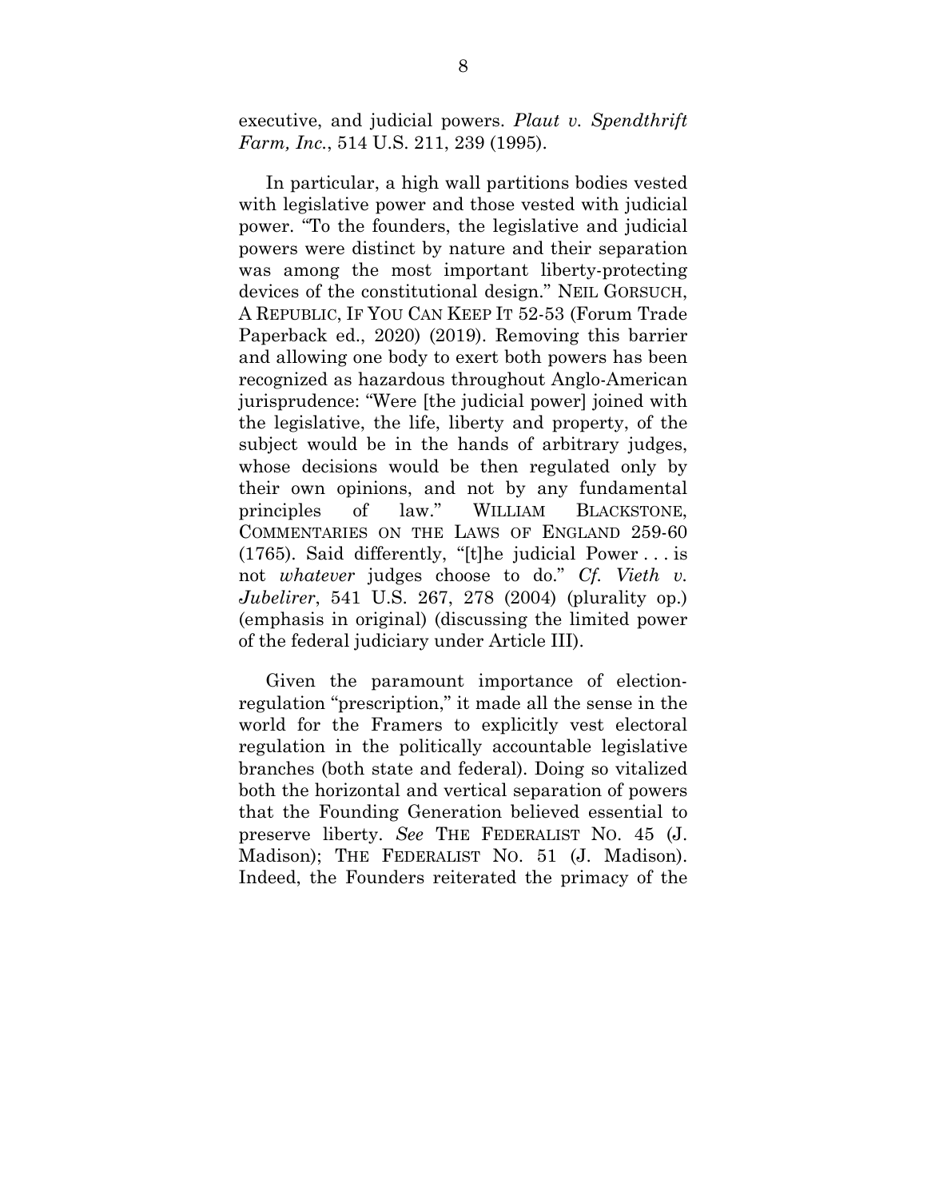executive, and judicial powers. *Plaut v. Spendthrift Farm, Inc.*, 514 U.S. 211, 239 (1995).

In particular, a high wall partitions bodies vested with legislative power and those vested with judicial power. "To the founders, the legislative and judicial powers were distinct by nature and their separation was among the most important liberty-protecting devices of the constitutional design." NEIL GORSUCH, A REPUBLIC, IF YOU CAN KEEP IT 52-53 (Forum Trade Paperback ed., 2020) (2019). Removing this barrier and allowing one body to exert both powers has been recognized as hazardous throughout Anglo-American jurisprudence: "Were [the judicial power] joined with the legislative, the life, liberty and property, of the subject would be in the hands of arbitrary judges, whose decisions would be then regulated only by their own opinions, and not by any fundamental principles of law." WILLIAM BLACKSTONE, COMMENTARIES ON THE LAWS OF ENGLAND 259-60 (1765). Said differently, "[t]he judicial Power . . . is not *whatever* judges choose to do." *Cf. Vieth v. Jubelirer*, 541 U.S. 267, 278 (2004) (plurality op.) (emphasis in original) (discussing the limited power of the federal judiciary under Article III).

Given the paramount importance of election-regulation "prescription," it made all the sense in the world for the Framers to explicitly vest electoral regulation in the politically accountable legislative branches (both state and federal). Doing so vitalized both the horizontal and vertical separation of powers that the Founding Generation believed essential to preserve liberty. *See* THE FEDERALIST NO. 45 (J. Madison); THE FEDERALIST NO. 51 (J. Madison). Indeed, the Founders reiterated the primacy of the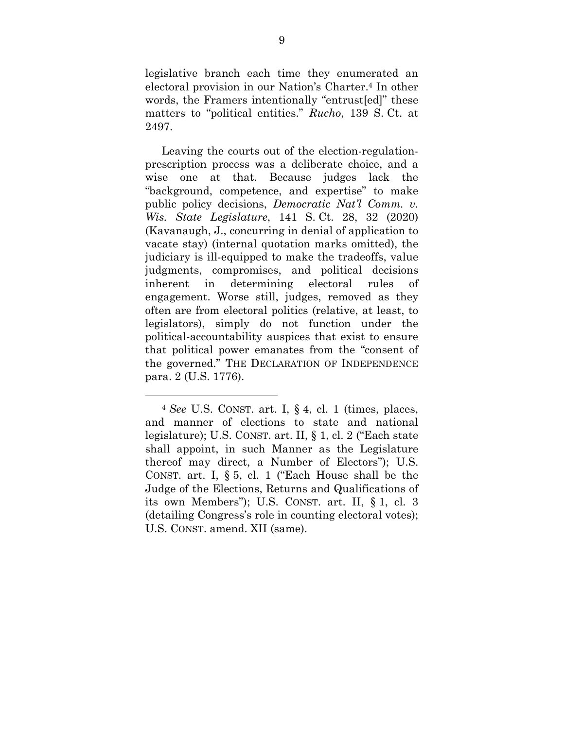legislative branch each time they enumerated an electoral provision in our Nation's Charter.[4] In other words, the Framers intentionally "entrust[ed]" these matters to "political entities." *Rucho*, 139 S. Ct. at 2497.

Leaving the courts out of the election-regulation-prescription process was a deliberate choice, and a wise one at that. Because judges lack the "background, competence, and expertise" to make public policy decisions, *Democratic Nat'l Comm. v. Wis. State Legislature*, 141 S. Ct. 28, 32 (2020) (Kavanaugh, J., concurring in denial of application to vacate stay) (internal quotation marks omitted), the judiciary is ill-equipped to make the tradeoffs, value judgments, compromises, and political decisions inherent in determining electoral rules of engagement. Worse still, judges, removed as they often are from electoral politics (relative, at least, to legislators), simply do not function under the political-accountability auspices that exist to ensure that political power emanates from the "consent of the governed." THE DECLARATION OF INDEPENDENCE para. 2 (U.S. 1776).

---

[4] *See* U.S. CONST. art. I, § 4, cl. 1 (times, places, and manner of elections to state and national legislature); U.S. CONST. art. II, § 1, cl. 2 ("Each state shall appoint, in such Manner as the Legislature thereof may direct, a Number of Electors"); U.S. CONST. art. I, § 5, cl. 1 ("Each House shall be the Judge of the Elections, Returns and Qualifications of its own Members"); U.S. CONST. art. II, § 1, cl. 3 (detailing Congress's role in counting electoral votes); U.S. CONST. amend. XII (same).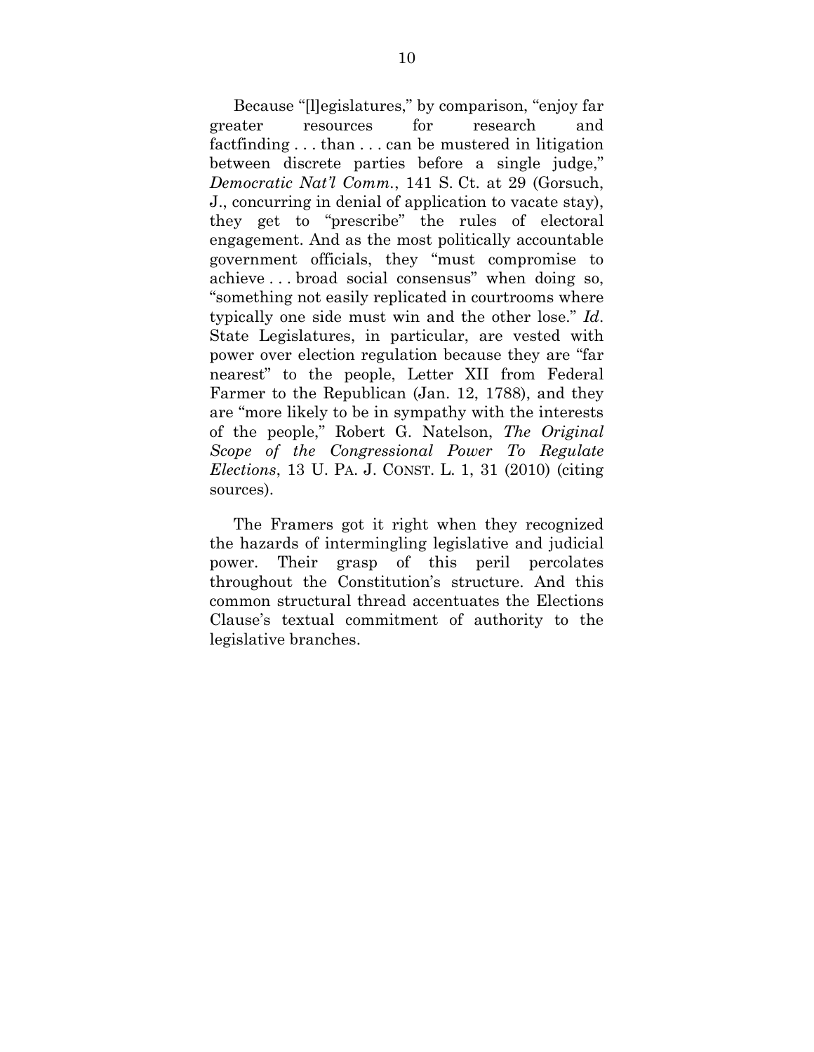Because "[l]egislatures," by comparison, "enjoy far greater resources for research and factfinding . . . than . . . can be mustered in litigation between discrete parties before a single judge," *Democratic Nat'l Comm.*, 141 S. Ct. at 29 (Gorsuch, J., concurring in denial of application to vacate stay), they get to "prescribe" the rules of electoral engagement. And as the most politically accountable government officials, they "must compromise to achieve . . . broad social consensus" when doing so, "something not easily replicated in courtrooms where typically one side must win and the other lose." *Id*. State Legislatures, in particular, are vested with power over election regulation because they are "far nearest" to the people, Letter XII from Federal Farmer to the Republican (Jan. 12, 1788), and they are "more likely to be in sympathy with the interests of the people," Robert G. Natelson, *The Original Scope of the Congressional Power To Regulate Elections*, 13 U. PA. J. CONST. L. 1, 31 (2010) (citing sources).

The Framers got it right when they recognized the hazards of intermingling legislative and judicial power. Their grasp of this peril percolates throughout the Constitution's structure. And this common structural thread accentuates the Elections Clause's textual commitment of authority to the legislative branches.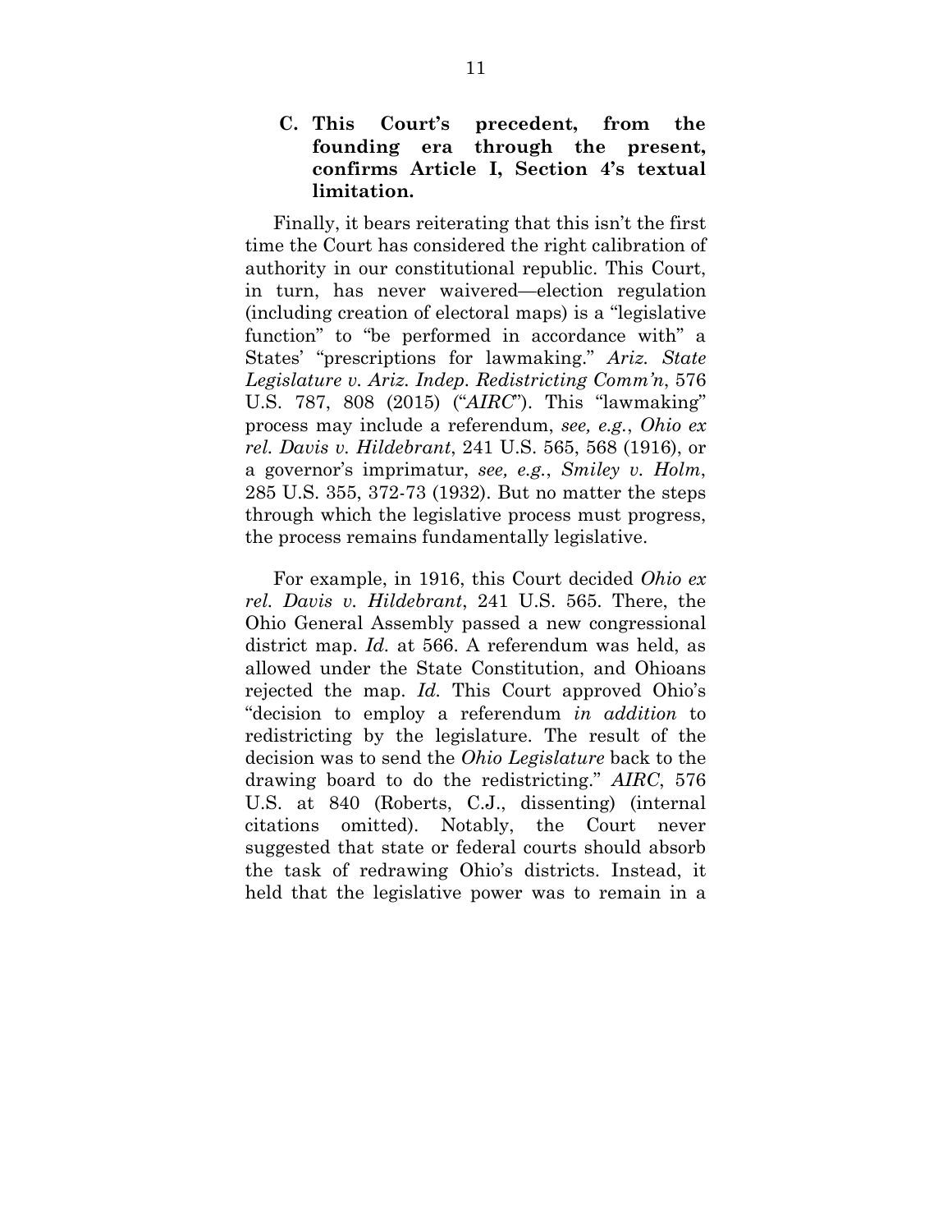### C. This Court's precedent, from the founding era through the present, confirms Article I, Section 4's textual limitation.

Finally, it bears reiterating that this isn't the first time the Court has considered the right calibration of authority in our constitutional republic. This Court, in turn, has never waivered—election regulation (including creation of electoral maps) is a "legislative function" to "be performed in accordance with" a States' "prescriptions for lawmaking." *Ariz. State Legislature v. Ariz. Indep. Redistricting Comm'n*, 576 U.S. 787, 808 (2015) ("*AIRC*"). This "lawmaking" process may include a referendum, *see, e.g.*, *Ohio ex rel. Davis v. Hildebrant*, 241 U.S. 565, 568 (1916), or a governor's imprimatur, *see, e.g.*, *Smiley v. Holm*, 285 U.S. 355, 372-73 (1932). But no matter the steps through which the legislative process must progress, the process remains fundamentally legislative.

For example, in 1916, this Court decided *Ohio ex rel. Davis v. Hildebrant*, 241 U.S. 565. There, the Ohio General Assembly passed a new congressional district map. *Id.* at 566. A referendum was held, as allowed under the State Constitution, and Ohioans rejected the map. *Id.* This Court approved Ohio's "decision to employ a referendum *in addition* to redistricting by the legislature. The result of the decision was to send the *Ohio Legislature* back to the drawing board to do the redistricting." *AIRC*, 576 U.S. at 840 (Roberts, C.J., dissenting) (internal citations omitted). Notably, the Court never suggested that state or federal courts should absorb the task of redrawing Ohio's districts. Instead, it held that the legislative power was to remain in a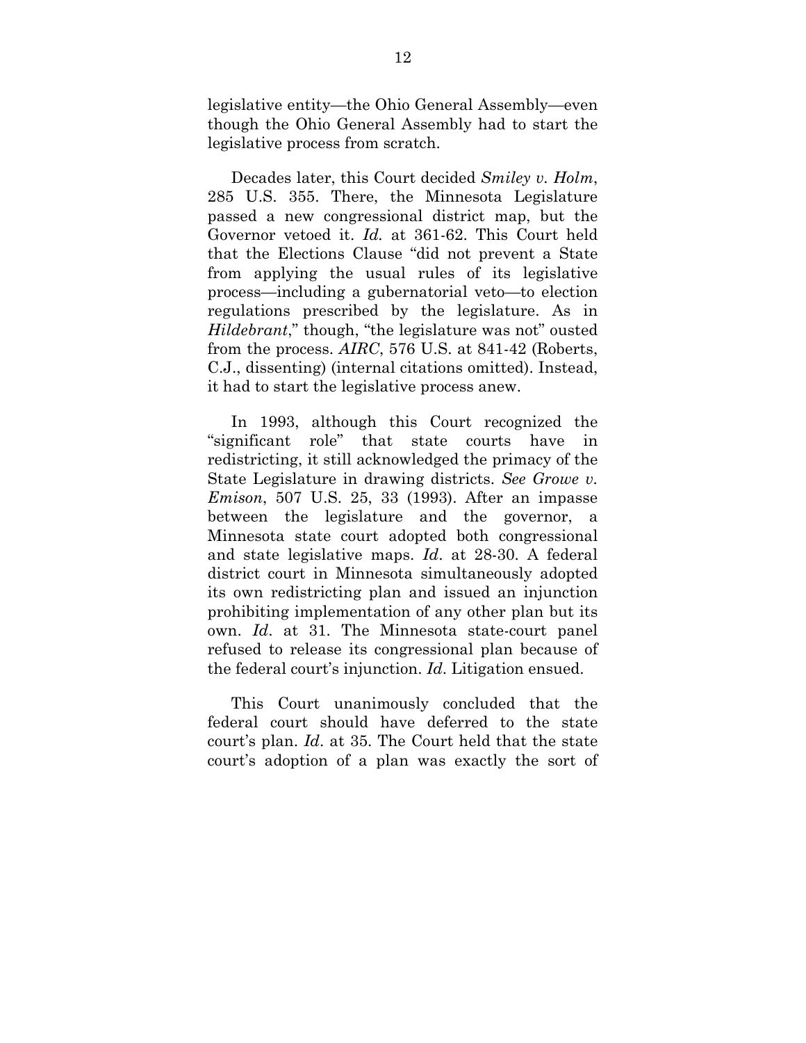legislative entity—the Ohio General Assembly—even though the Ohio General Assembly had to start the legislative process from scratch.

Decades later, this Court decided *Smiley v. Holm*, 285 U.S. 355. There, the Minnesota Legislature passed a new congressional district map, but the Governor vetoed it. *Id.* at 361-62. This Court held that the Elections Clause "did not prevent a State from applying the usual rules of its legislative process—including a gubernatorial veto—to election regulations prescribed by the legislature. As in *Hildebrant*," though, "the legislature was not" ousted from the process. *AIRC*, 576 U.S. at 841-42 (Roberts, C.J., dissenting) (internal citations omitted). Instead, it had to start the legislative process anew.

In 1993, although this Court recognized the "significant role" that state courts have in redistricting, it still acknowledged the primacy of the State Legislature in drawing districts. *See Growe v. Emison*, 507 U.S. 25, 33 (1993). After an impasse between the legislature and the governor, a Minnesota state court adopted both congressional and state legislative maps. *Id*. at 28-30. A federal district court in Minnesota simultaneously adopted its own redistricting plan and issued an injunction prohibiting implementation of any other plan but its own. *Id*. at 31. The Minnesota state-court panel refused to release its congressional plan because of the federal court's injunction. *Id*. Litigation ensued.

This Court unanimously concluded that the federal court should have deferred to the state court's plan. *Id*. at 35. The Court held that the state court's adoption of a plan was exactly the sort of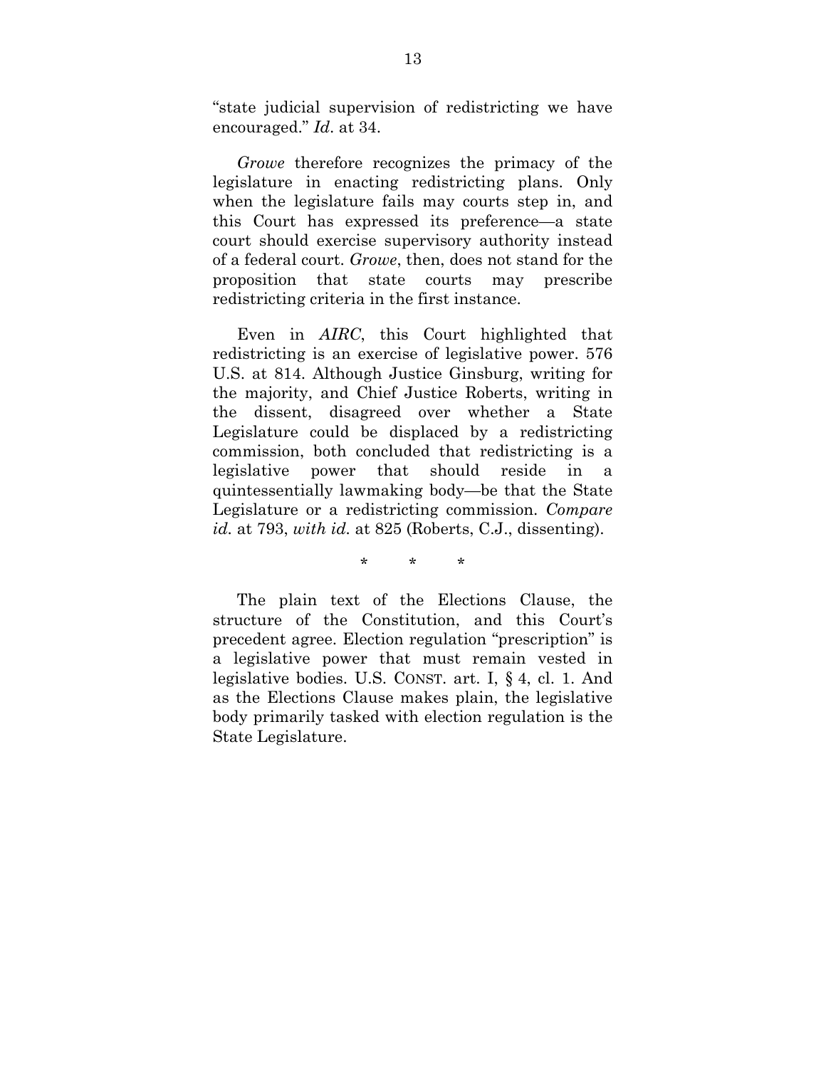"state judicial supervision of redistricting we have encouraged." *Id*. at 34.

*Growe* therefore recognizes the primacy of the legislature in enacting redistricting plans. Only when the legislature fails may courts step in, and this Court has expressed its preference—a state court should exercise supervisory authority instead of a federal court. *Growe*, then, does not stand for the proposition that state courts may prescribe redistricting criteria in the first instance.

Even in *AIRC*, this Court highlighted that redistricting is an exercise of legislative power. 576 U.S. at 814. Although Justice Ginsburg, writing for the majority, and Chief Justice Roberts, writing in the dissent, disagreed over whether a State Legislature could be displaced by a redistricting commission, both concluded that redistricting is a legislative power that should reside in a quintessentially lawmaking body—be that the State Legislature or a redistricting commission. *Compare id.* at 793, *with id.* at 825 (Roberts, C.J., dissenting).

\* \* \*

The plain text of the Elections Clause, the structure of the Constitution, and this Court's precedent agree. Election regulation "prescription" is a legislative power that must remain vested in legislative bodies. U.S. CONST. art. I, § 4, cl. 1. And as the Elections Clause makes plain, the legislative body primarily tasked with election regulation is the State Legislature.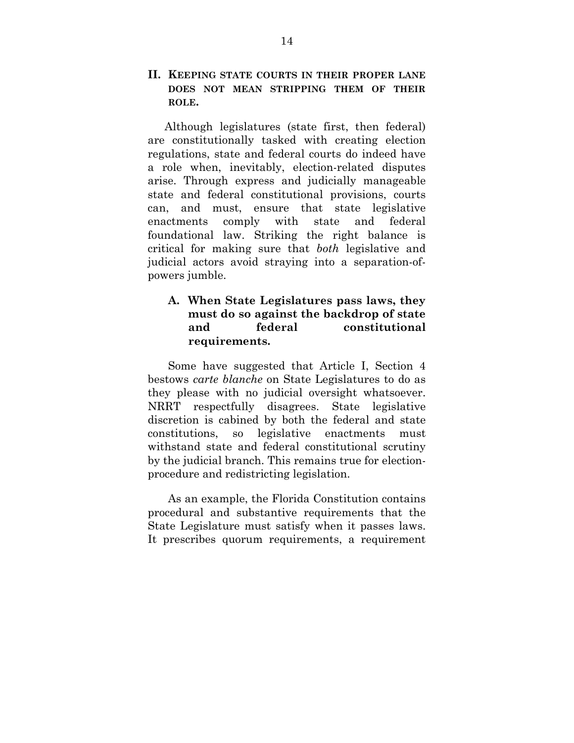## II. Keeping state courts in their proper lane does not mean stripping them of their role.

Although legislatures (state first, then federal) are constitutionally tasked with creating election regulations, state and federal courts do indeed have a role when, inevitably, election-related disputes arise. Through express and judicially manageable state and federal constitutional provisions, courts can, and must, ensure that state legislative enactments comply with state and federal foundational law. Striking the right balance is critical for making sure that *both* legislative and judicial actors avoid straying into a separation-of-powers jumble.

### A. When State Legislatures pass laws, they must do so against the backdrop of state and federal constitutional requirements.

Some have suggested that Article I, Section 4 bestows *carte blanche* on State Legislatures to do as they please with no judicial oversight whatsoever. NRRT respectfully disagrees. State legislative discretion is cabined by both the federal and state constitutions, so legislative enactments must withstand state and federal constitutional scrutiny by the judicial branch. This remains true for election-procedure and redistricting legislation.

As an example, the Florida Constitution contains procedural and substantive requirements that the State Legislature must satisfy when it passes laws. It prescribes quorum requirements, a requirement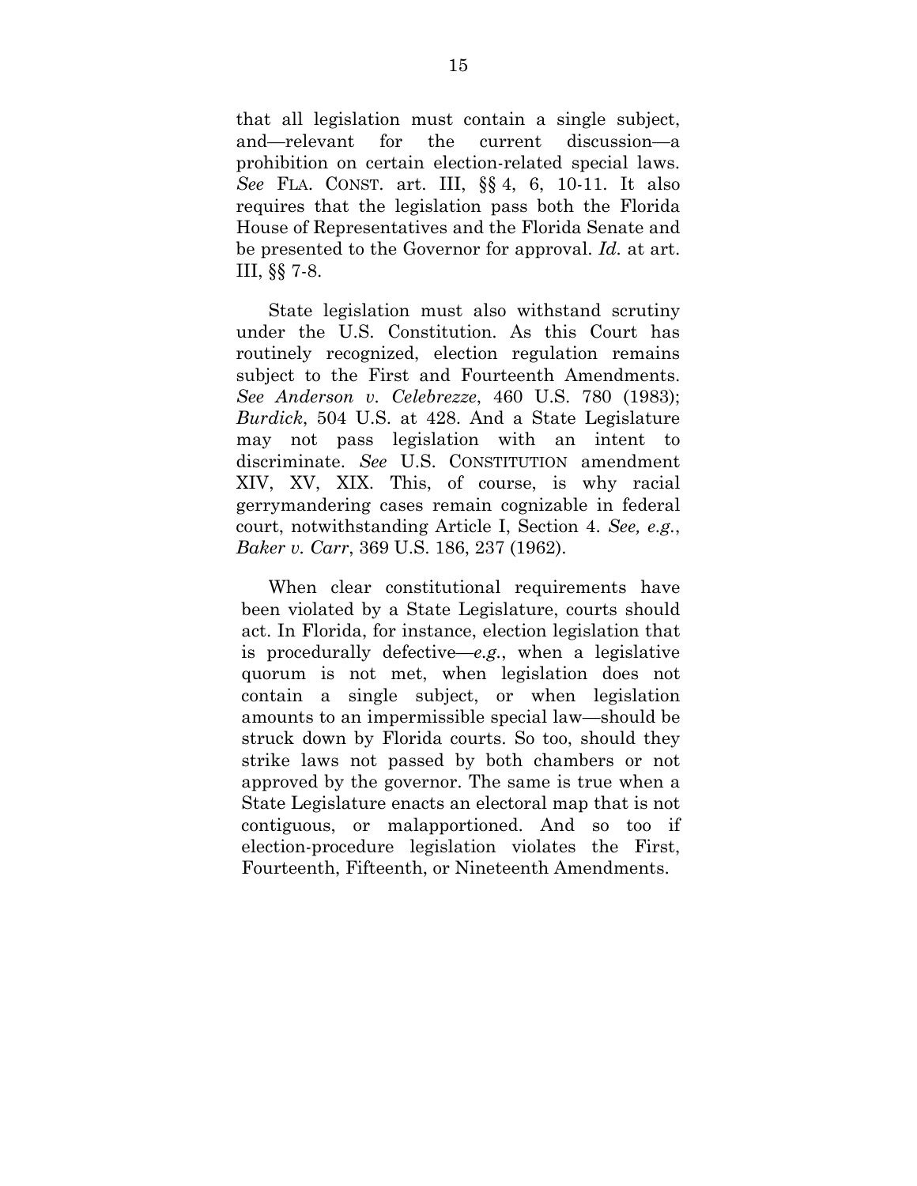that all legislation must contain a single subject, and—relevant for the current discussion—a prohibition on certain election-related special laws. *See* FLA. CONST. art. III, §§ 4, 6, 10-11. It also requires that the legislation pass both the Florida House of Representatives and the Florida Senate and be presented to the Governor for approval. *Id.* at art. III, §§ 7-8.

State legislation must also withstand scrutiny under the U.S. Constitution. As this Court has routinely recognized, election regulation remains subject to the First and Fourteenth Amendments. *See Anderson v. Celebrezze*, 460 U.S. 780 (1983); *Burdick*, 504 U.S. at 428. And a State Legislature may not pass legislation with an intent to discriminate. *See* U.S. CONSTITUTION amendment XIV, XV, XIX. This, of course, is why racial gerrymandering cases remain cognizable in federal court, notwithstanding Article I, Section 4. *See, e.g.*, *Baker v. Carr*, 369 U.S. 186, 237 (1962).

When clear constitutional requirements have been violated by a State Legislature, courts should act. In Florida, for instance, election legislation that is procedurally defective—*e.g.*, when a legislative quorum is not met, when legislation does not contain a single subject, or when legislation amounts to an impermissible special law—should be struck down by Florida courts. So too, should they strike laws not passed by both chambers or not approved by the governor. The same is true when a State Legislature enacts an electoral map that is not contiguous, or malapportioned. And so too if election-procedure legislation violates the First, Fourteenth, Fifteenth, or Nineteenth Amendments.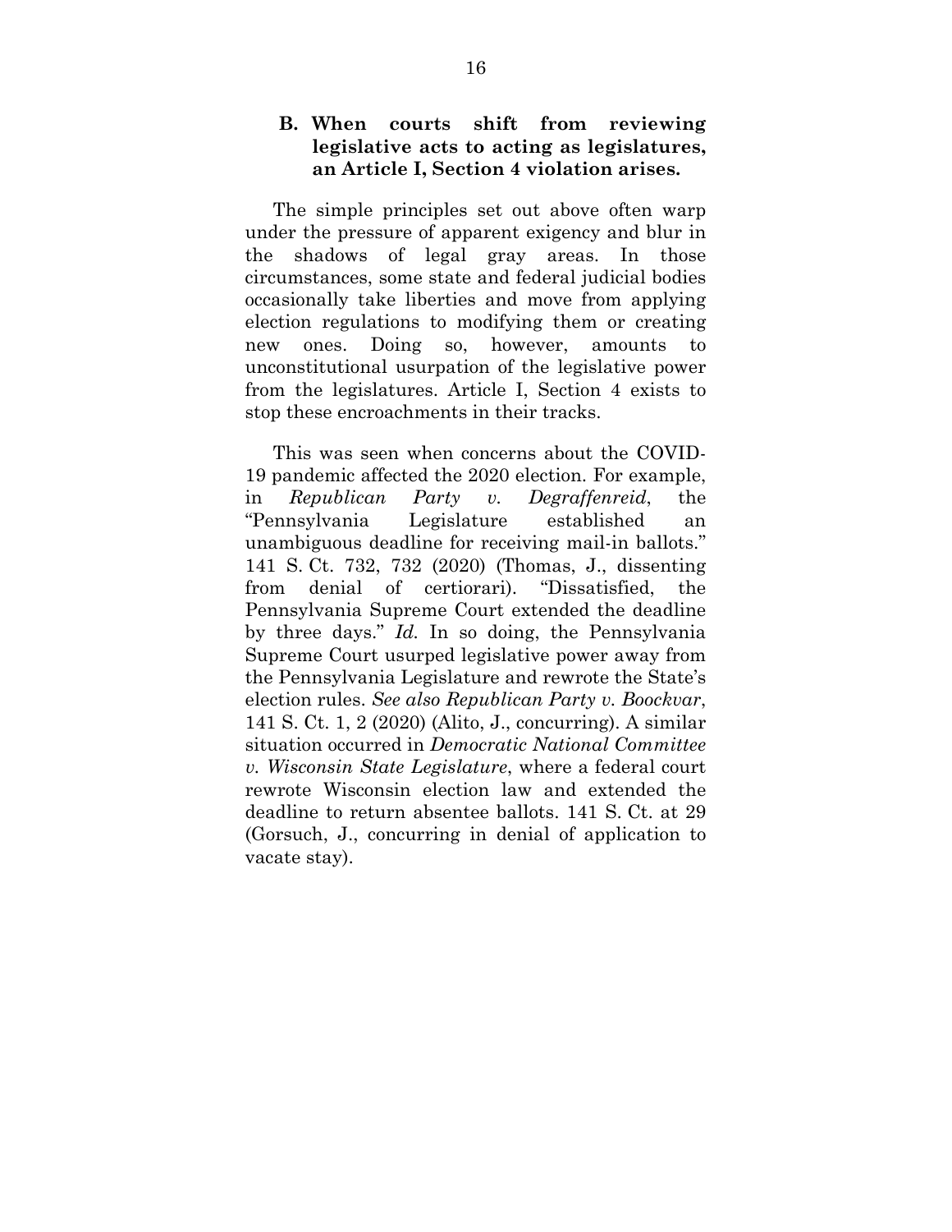### B. When courts shift from reviewing legislative acts to acting as legislatures, an Article I, Section 4 violation arises.

The simple principles set out above often warp under the pressure of apparent exigency and blur in the shadows of legal gray areas. In those circumstances, some state and federal judicial bodies occasionally take liberties and move from applying election regulations to modifying them or creating new ones. Doing so, however, amounts to unconstitutional usurpation of the legislative power from the legislatures. Article I, Section 4 exists to stop these encroachments in their tracks.

This was seen when concerns about the COVID-19 pandemic affected the 2020 election. For example, in *Republican Party v. Degraffenreid*, the "Pennsylvania Legislature established an unambiguous deadline for receiving mail-in ballots." 141 S. Ct. 732, 732 (2020) (Thomas, J., dissenting from denial of certiorari). "Dissatisfied, the Pennsylvania Supreme Court extended the deadline by three days." *Id.* In so doing, the Pennsylvania Supreme Court usurped legislative power away from the Pennsylvania Legislature and rewrote the State's election rules. *See also Republican Party v. Boockvar*, 141 S. Ct. 1, 2 (2020) (Alito, J., concurring). A similar situation occurred in *Democratic National Committee v. Wisconsin State Legislature*, where a federal court rewrote Wisconsin election law and extended the deadline to return absentee ballots. 141 S. Ct. at 29 (Gorsuch, J., concurring in denial of application to vacate stay).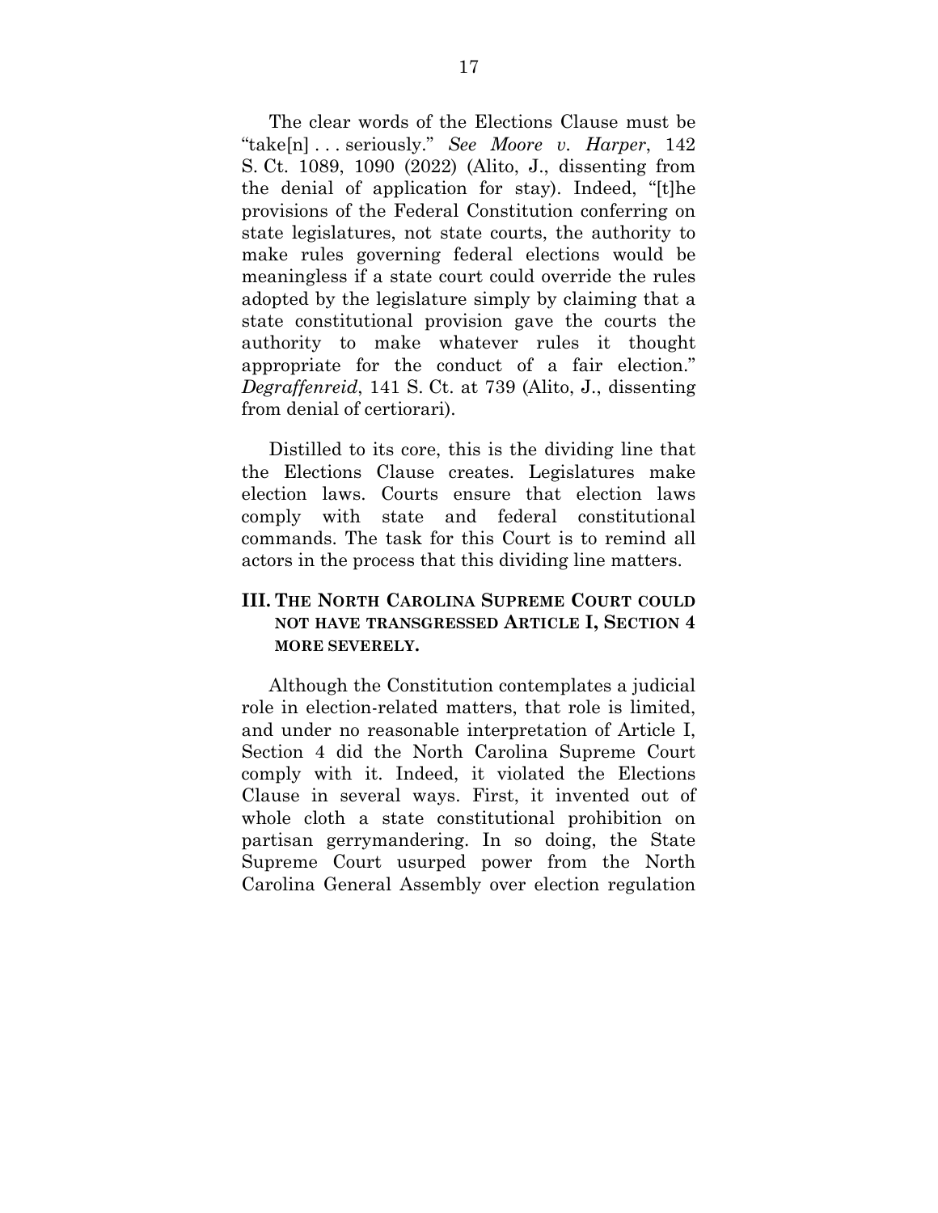The clear words of the Elections Clause must be "take[n] . . . seriously." *See Moore v. Harper*, 142 S. Ct. 1089, 1090 (2022) (Alito, J., dissenting from the denial of application for stay). Indeed, "[t]he provisions of the Federal Constitution conferring on state legislatures, not state courts, the authority to make rules governing federal elections would be meaningless if a state court could override the rules adopted by the legislature simply by claiming that a state constitutional provision gave the courts the authority to make whatever rules it thought appropriate for the conduct of a fair election." *Degraffenreid*, 141 S. Ct. at 739 (Alito, J., dissenting from denial of certiorari).

Distilled to its core, this is the dividing line that the Elections Clause creates. Legislatures make election laws. Courts ensure that election laws comply with state and federal constitutional commands. The task for this Court is to remind all actors in the process that this dividing line matters.

## III. The North Carolina Supreme Court could not have transgressed Article I, Section 4 more severely.

Although the Constitution contemplates a judicial role in election-related matters, that role is limited, and under no reasonable interpretation of Article I, Section 4 did the North Carolina Supreme Court comply with it. Indeed, it violated the Elections Clause in several ways. First, it invented out of whole cloth a state constitutional prohibition on partisan gerrymandering. In so doing, the State Supreme Court usurped power from the North Carolina General Assembly over election regulation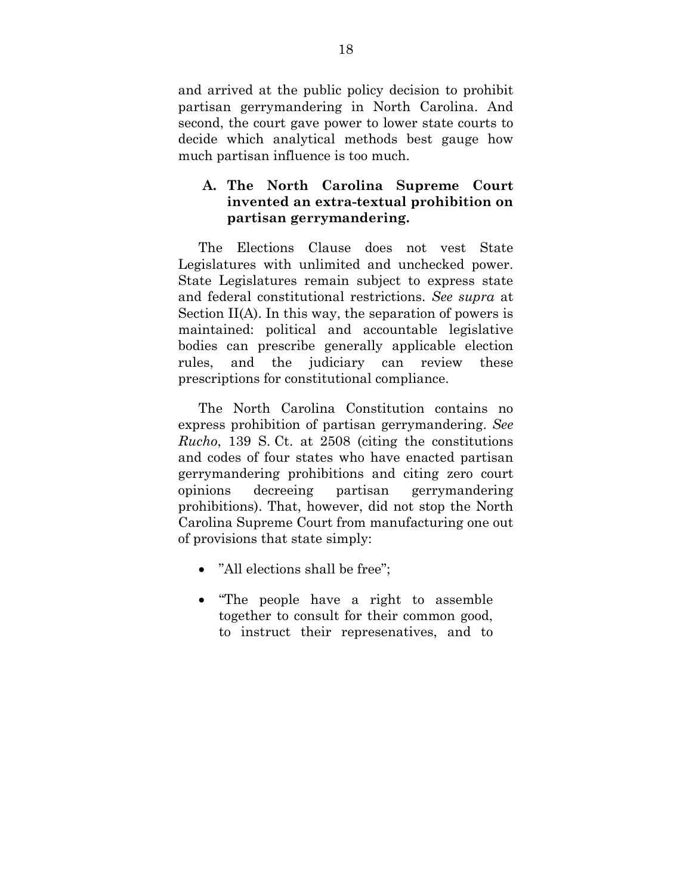and arrived at the public policy decision to prohibit partisan gerrymandering in North Carolina. And second, the court gave power to lower state courts to decide which analytical methods best gauge how much partisan influence is too much.

### A. The North Carolina Supreme Court invented an extra-textual prohibition on partisan gerrymandering.

The Elections Clause does not vest State Legislatures with unlimited and unchecked power. State Legislatures remain subject to express state and federal constitutional restrictions. *See supra* at Section II(A). In this way, the separation of powers is maintained: political and accountable legislative bodies can prescribe generally applicable election rules, and the judiciary can review these prescriptions for constitutional compliance.

The North Carolina Constitution contains no express prohibition of partisan gerrymandering. *See Rucho*, 139 S. Ct. at 2508 (citing the constitutions and codes of four states who have enacted partisan gerrymandering prohibitions and citing zero court opinions decreeing partisan gerrymandering prohibitions). That, however, did not stop the North Carolina Supreme Court from manufacturing one out of provisions that state simply:

- ”All elections shall be free”;
- “The people have a right to assemble together to consult for their common good, to instruct their represenatives, and to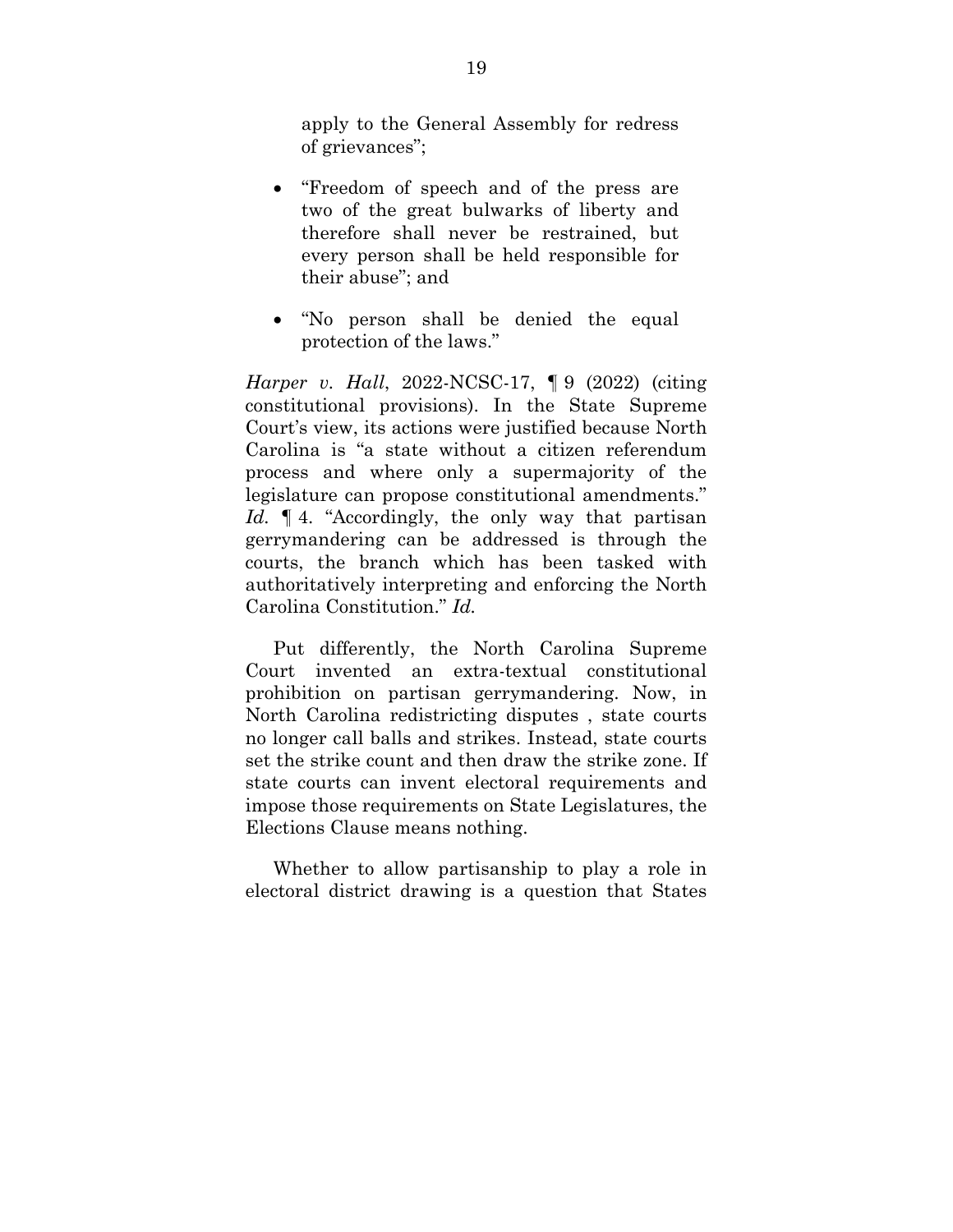apply to the General Assembly for redress of grievances";

- "Freedom of speech and of the press are two of the great bulwarks of liberty and therefore shall never be restrained, but every person shall be held responsible for their abuse"; and
- "No person shall be denied the equal protection of the laws."

*Harper v. Hall*, 2022-NCSC-17, ¶ 9 (2022) (citing constitutional provisions). In the State Supreme Court's view, its actions were justified because North Carolina is "a state without a citizen referendum process and where only a supermajority of the legislature can propose constitutional amendments." *Id.* ¶ 4. "Accordingly, the only way that partisan gerrymandering can be addressed is through the courts, the branch which has been tasked with authoritatively interpreting and enforcing the North Carolina Constitution." *Id.*

Put differently, the North Carolina Supreme Court invented an extra-textual constitutional prohibition on partisan gerrymandering. Now, in North Carolina redistricting disputes , state courts no longer call balls and strikes. Instead, state courts set the strike count and then draw the strike zone. If state courts can invent electoral requirements and impose those requirements on State Legislatures, the Elections Clause means nothing.

Whether to allow partisanship to play a role in electoral district drawing is a question that States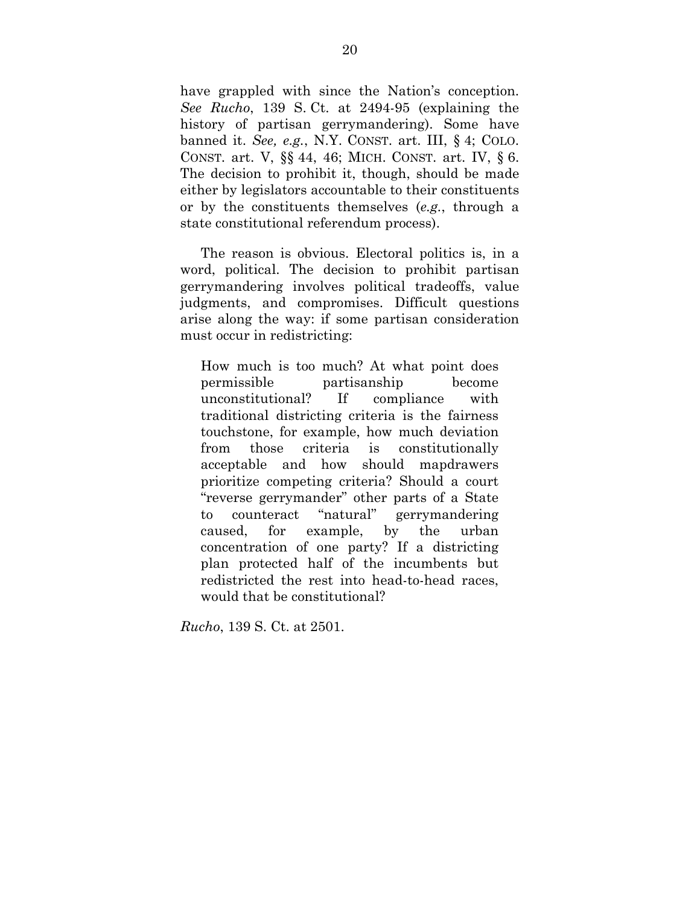have grappled with since the Nation's conception. *See Rucho*, 139 S. Ct. at 2494-95 (explaining the history of partisan gerrymandering). Some have banned it. *See, e.g.*, N.Y. CONST. art. III, § 4; COLO. CONST. art. V, §§ 44, 46; MICH. CONST. art. IV, § 6. The decision to prohibit it, though, should be made either by legislators accountable to their constituents or by the constituents themselves (*e.g.*, through a state constitutional referendum process).

The reason is obvious. Electoral politics is, in a word, political. The decision to prohibit partisan gerrymandering involves political tradeoffs, value judgments, and compromises. Difficult questions arise along the way: if some partisan consideration must occur in redistricting:

> How much is too much? At what point does permissible partisanship become unconstitutional? If compliance with traditional districting criteria is the fairness touchstone, for example, how much deviation from those criteria is constitutionally acceptable and how should mapdrawers prioritize competing criteria? Should a court "reverse gerrymander" other parts of a State to counteract "natural" gerrymandering caused, for example, by the urban concentration of one party? If a districting plan protected half of the incumbents but redistricted the rest into head-to-head races, would that be constitutional?

*Rucho*, 139 S. Ct. at 2501.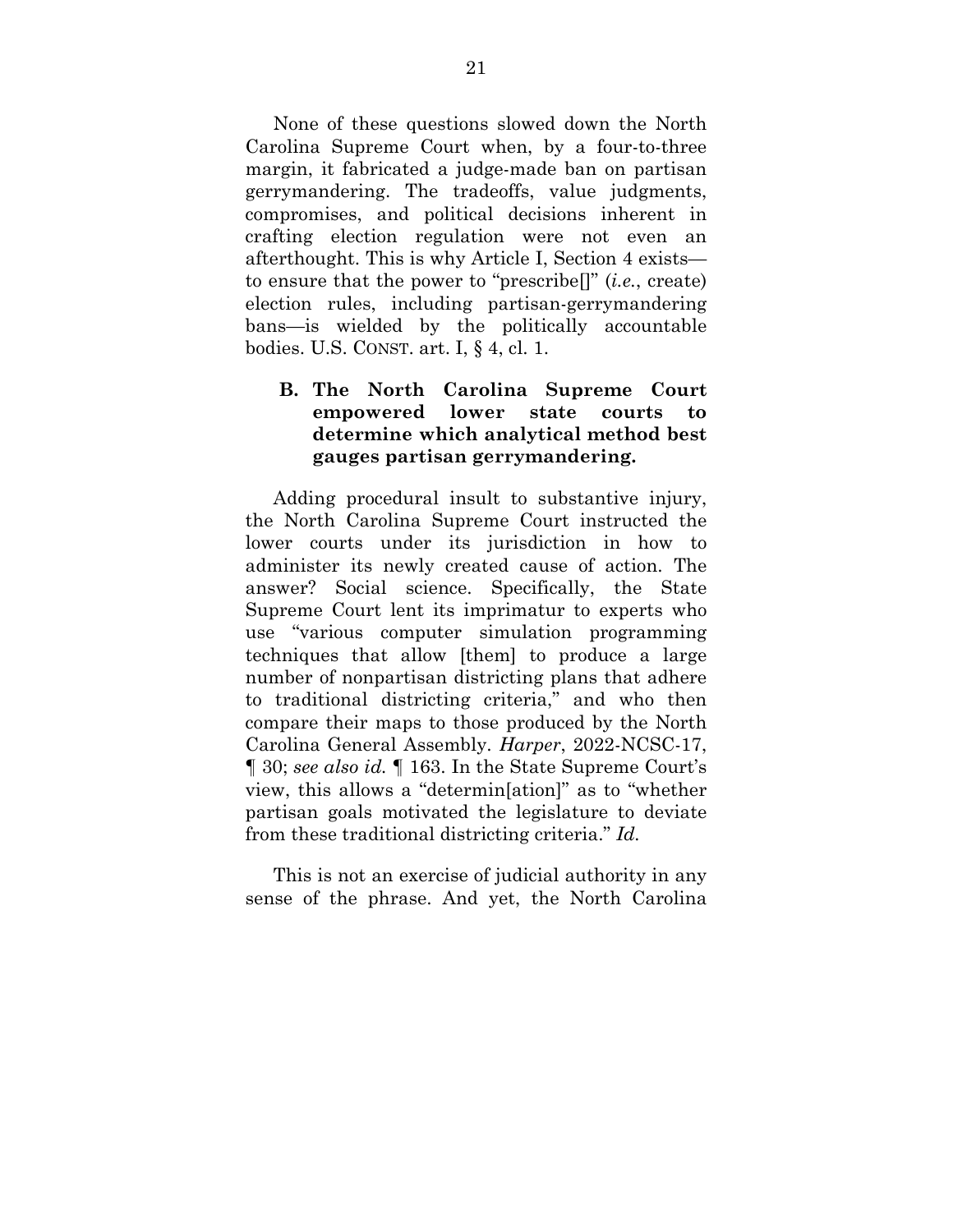None of these questions slowed down the North Carolina Supreme Court when, by a four-to-three margin, it fabricated a judge-made ban on partisan gerrymandering. The tradeoffs, value judgments, compromises, and political decisions inherent in crafting election regulation were not even an afterthought. This is why Article I, Section 4 exists—to ensure that the power to "prescribe[]" (*i.e.*, create) election rules, including partisan-gerrymandering bans—is wielded by the politically accountable bodies. U.S. CONST. art. I, § 4, cl. 1.

### B. The North Carolina Supreme Court empowered lower state courts to determine which analytical method best gauges partisan gerrymandering.

Adding procedural insult to substantive injury, the North Carolina Supreme Court instructed the lower courts under its jurisdiction in how to administer its newly created cause of action. The answer? Social science. Specifically, the State Supreme Court lent its imprimatur to experts who use "various computer simulation programming techniques that allow [them] to produce a large number of nonpartisan districting plans that adhere to traditional districting criteria," and who then compare their maps to those produced by the North Carolina General Assembly. *Harper*, 2022-NCSC-17, ¶ 30; *see also id.* ¶ 163. In the State Supreme Court's view, this allows a "determin[ation]" as to "whether partisan goals motivated the legislature to deviate from these traditional districting criteria." *Id.*

This is not an exercise of judicial authority in any sense of the phrase. And yet, the North Carolina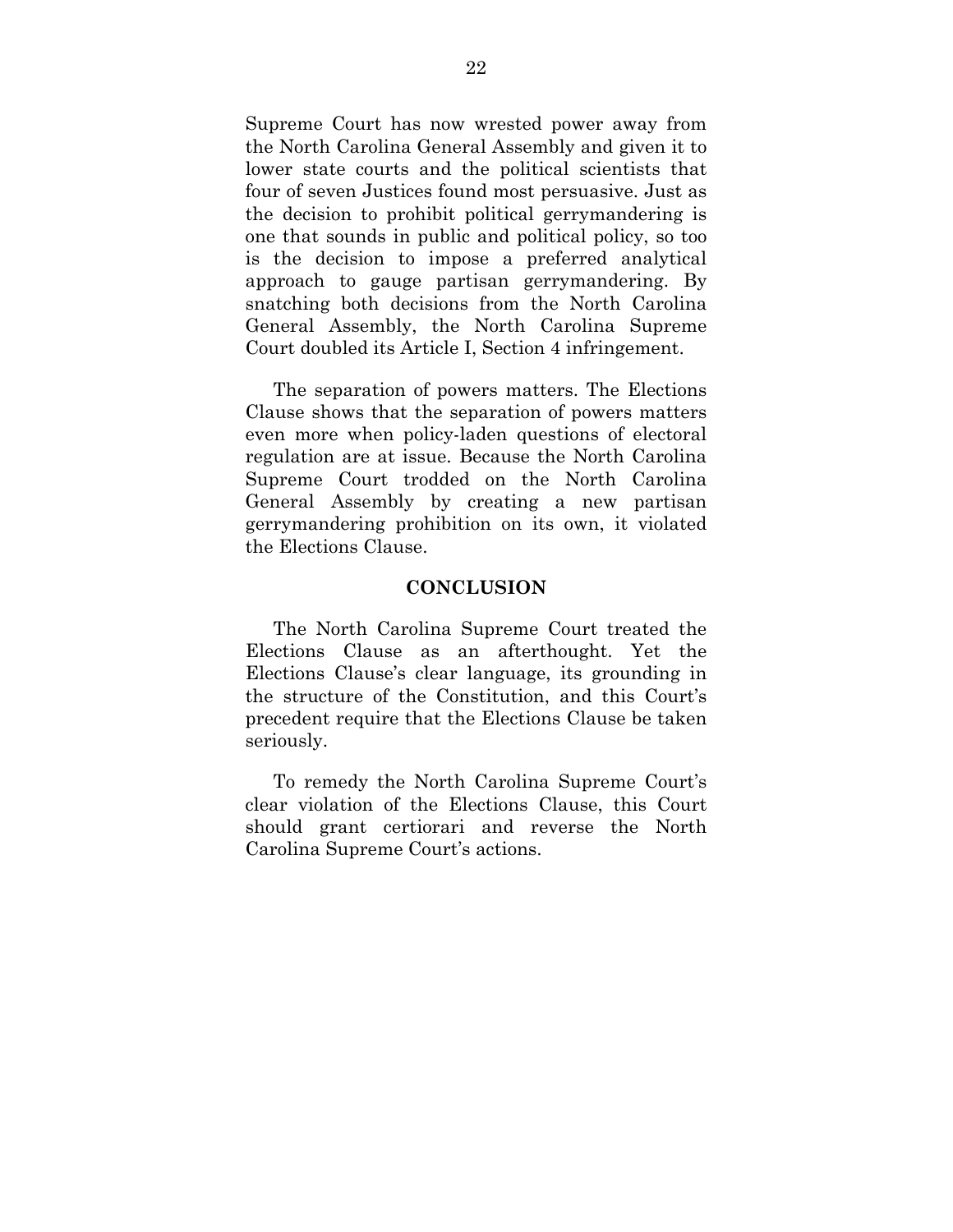Supreme Court has now wrested power away from the North Carolina General Assembly and given it to lower state courts and the political scientists that four of seven Justices found most persuasive. Just as the decision to prohibit political gerrymandering is one that sounds in public and political policy, so too is the decision to impose a preferred analytical approach to gauge partisan gerrymandering. By snatching both decisions from the North Carolina General Assembly, the North Carolina Supreme Court doubled its Article I, Section 4 infringement.

The separation of powers matters. The Elections Clause shows that the separation of powers matters even more when policy-laden questions of electoral regulation are at issue. Because the North Carolina Supreme Court trodded on the North Carolina General Assembly by creating a new partisan gerrymandering prohibition on its own, it violated the Elections Clause.

## CONCLUSION

The North Carolina Supreme Court treated the Elections Clause as an afterthought. Yet the Elections Clause's clear language, its grounding in the structure of the Constitution, and this Court's precedent require that the Elections Clause be taken seriously.

To remedy the North Carolina Supreme Court's clear violation of the Elections Clause, this Court should grant certiorari and reverse the North Carolina Supreme Court's actions.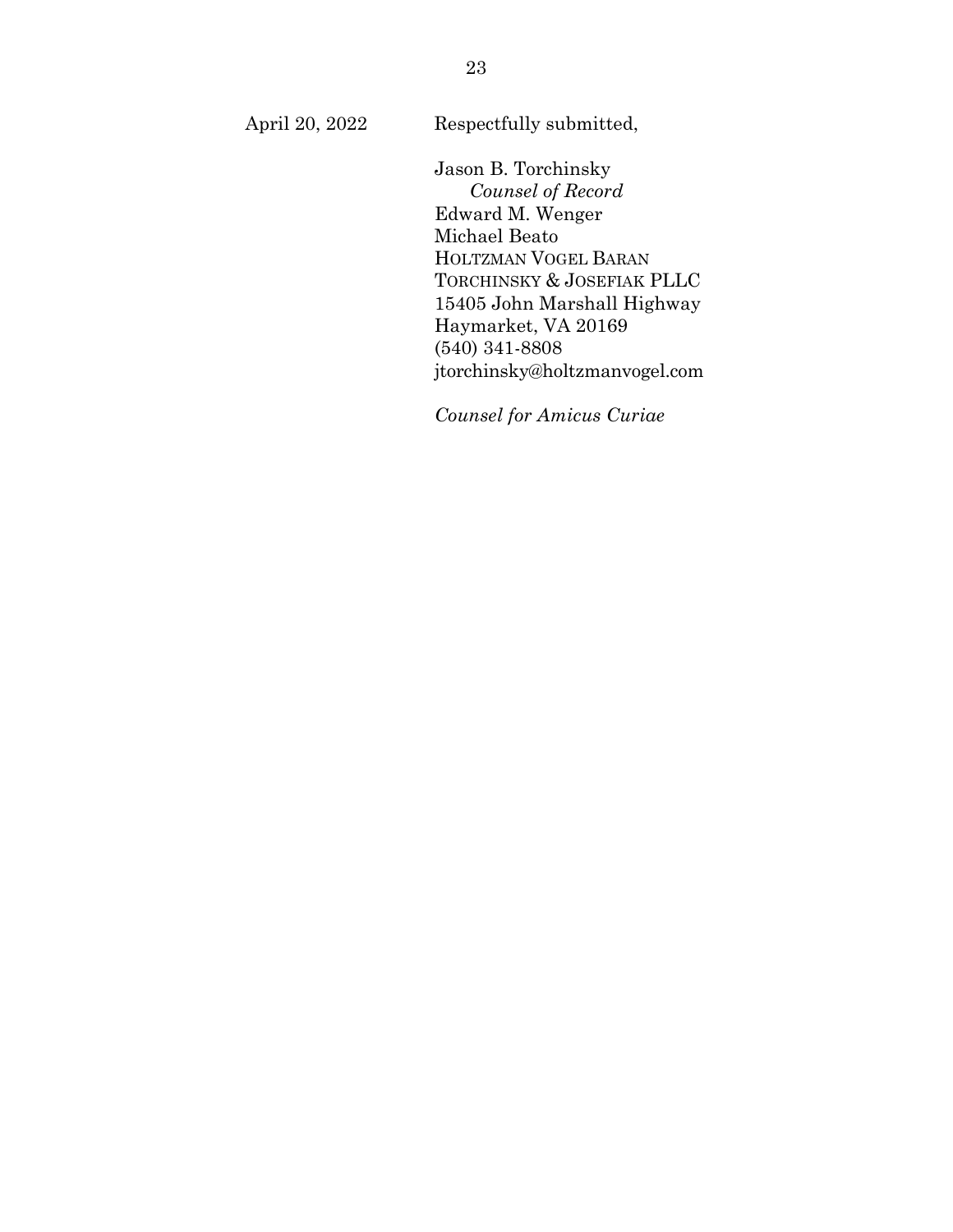April 20, 2022

Respectfully submitted,

Jason B. Torchinsky
*Counsel of Record*
Edward M. Wenger
Michael Beato
HOLTZMAN VOGEL BARAN
TORCHINSKY & JOSEFIAK PLLC
15405 John Marshall Highway
Haymarket, VA 20169
(540) 341-8808
jtorchinsky@holtzmanvogel.com

*Counsel for Amicus Curiae*